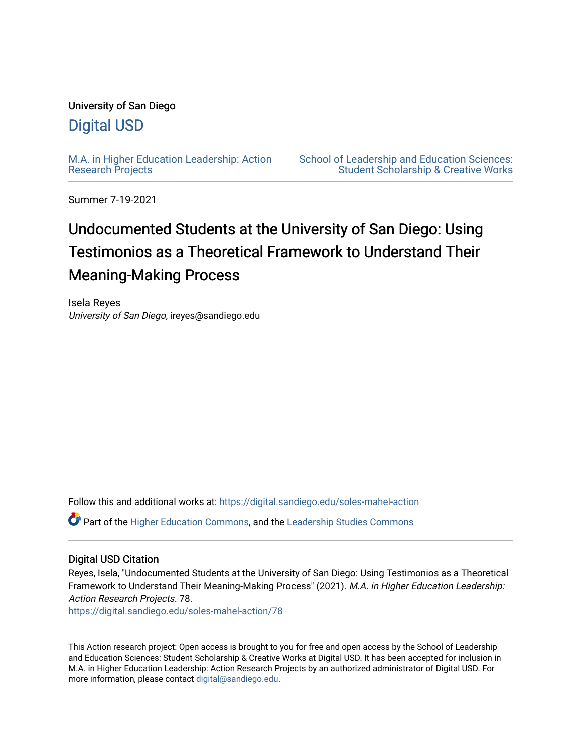University of San Diego

# Digital USD

M.A. in Higher Education Leadership: Action Research Projects

School of Leadership and Education Sciences: Student Scholarship & Creative Works

Summer 7-19-2021

# Undocumented Students at the University of San Diego: Using Testimonios as a Theoretical Framework to Understand Their Meaning-Making Process

Isela Reyes
*University of San Diego*, ireyes@sandiego.edu

Follow this and additional works at: https://digital.sandiego.edu/soles-mahel-action

Part of the Higher Education Commons, and the Leadership Studies Commons

## Digital USD Citation

Reyes, Isela, "Undocumented Students at the University of San Diego: Using Testimonios as a Theoretical Framework to Understand Their Meaning-Making Process" (2021). *M.A. in Higher Education Leadership: Action Research Projects*. 78.
https://digital.sandiego.edu/soles-mahel-action/78

This Action research project: Open access is brought to you for free and open access by the School of Leadership and Education Sciences: Student Scholarship & Creative Works at Digital USD. It has been accepted for inclusion in M.A. in Higher Education Leadership: Action Research Projects by an authorized administrator of Digital USD. For more information, please contact digital@sandiego.edu.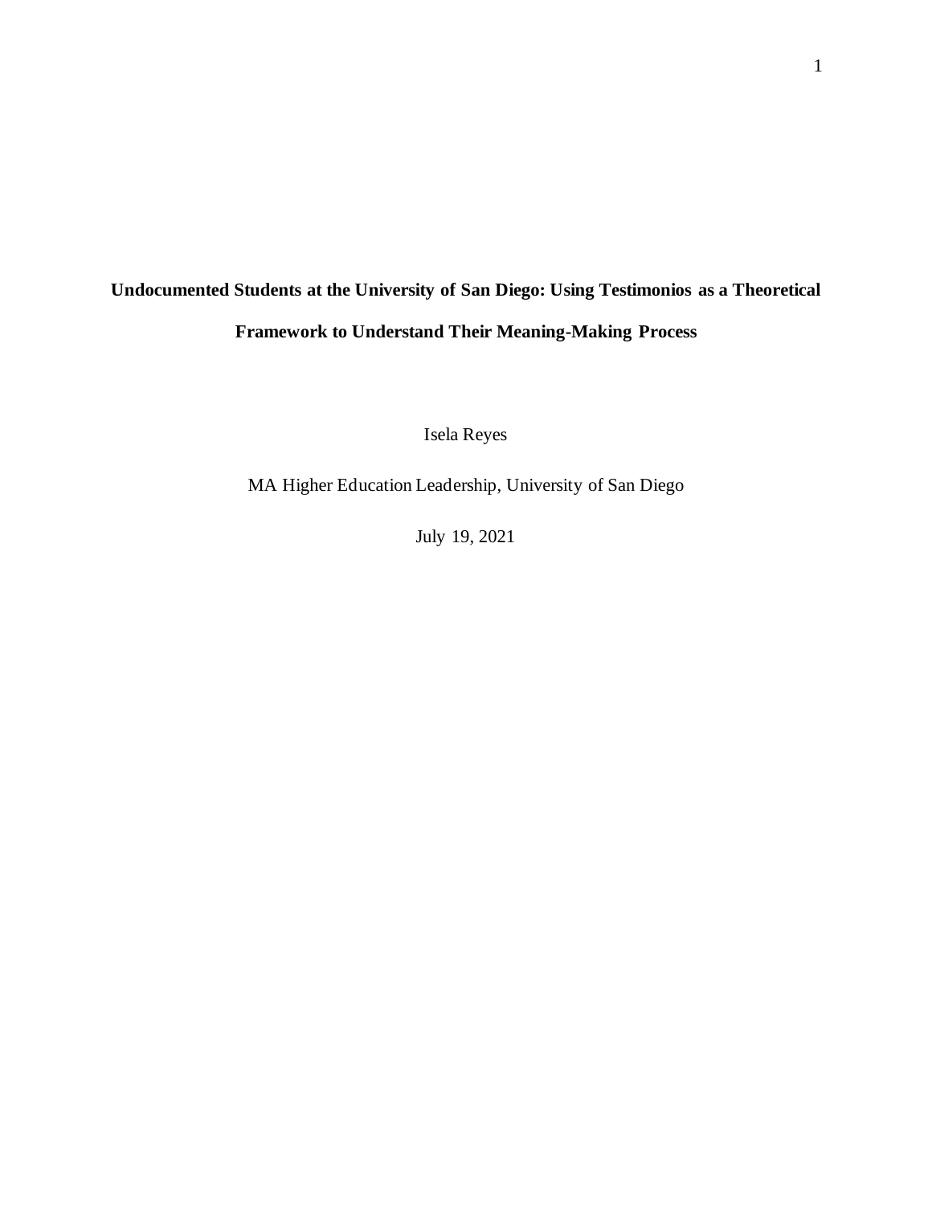# Undocumented Students at the University of San Diego: Using Testimonios as a Theoretical Framework to Understand Their Meaning-Making Process

Isela Reyes

MA Higher Education Leadership, University of San Diego

July 19, 2021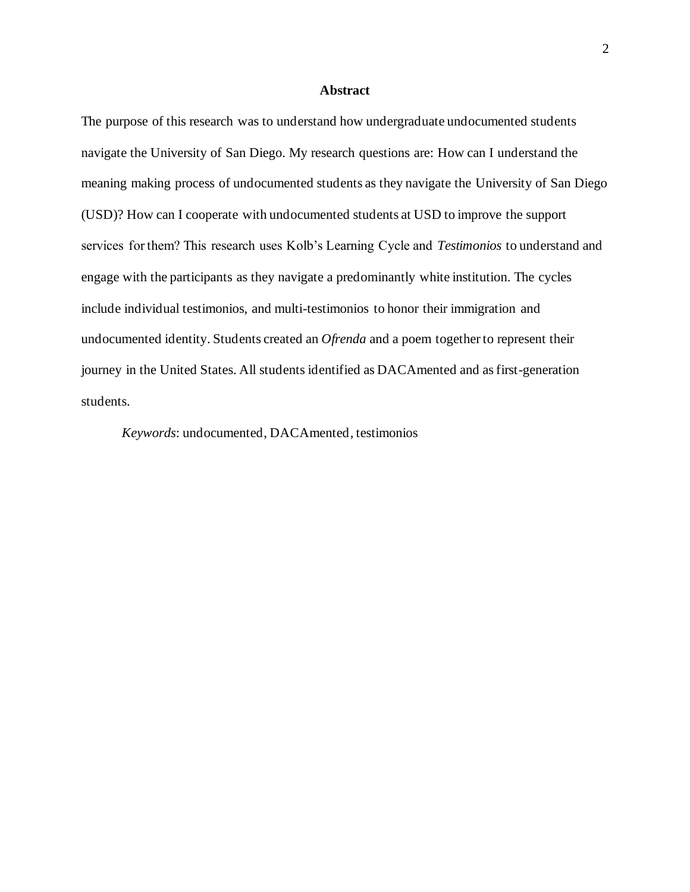# Abstract

The purpose of this research was to understand how undergraduate undocumented students navigate the University of San Diego. My research questions are: How can I understand the meaning making process of undocumented students as they navigate the University of San Diego (USD)? How can I cooperate with undocumented students at USD to improve the support services for them? This research uses Kolb's Learning Cycle and *Testimonios* to understand and engage with the participants as they navigate a predominantly white institution. The cycles include individual testimonios, and multi-testimonios to honor their immigration and undocumented identity. Students created an *Ofrenda* and a poem together to represent their journey in the United States. All students identified as DACAmented and as first-generation students.

*Keywords*: undocumented, DACAmented, testimonios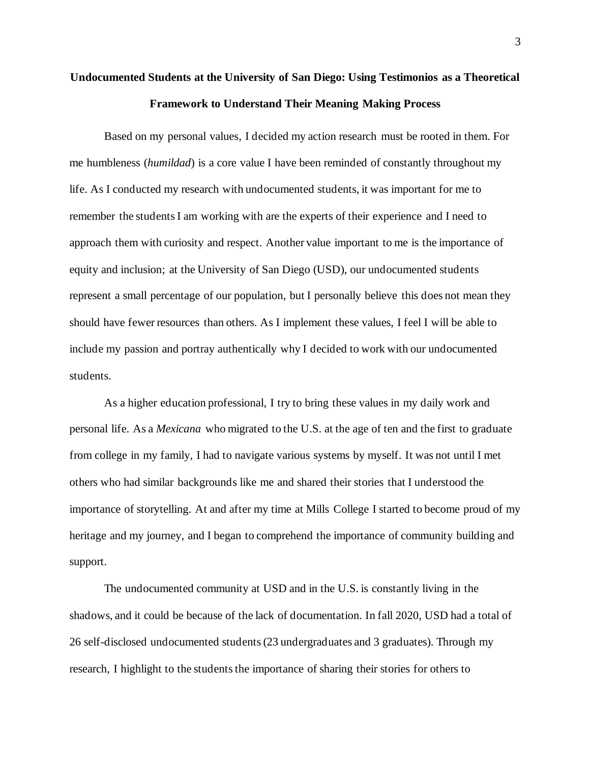# Undocumented Students at the University of San Diego: Using Testimonios as a Theoretical Framework to Understand Their Meaning Making Process

Based on my personal values, I decided my action research must be rooted in them. For me humbleness (*humildad*) is a core value I have been reminded of constantly throughout my life. As I conducted my research with undocumented students, it was important for me to remember the students I am working with are the experts of their experience and I need to approach them with curiosity and respect. Another value important to me is the importance of equity and inclusion; at the University of San Diego (USD), our undocumented students represent a small percentage of our population, but I personally believe this does not mean they should have fewer resources than others. As I implement these values, I feel I will be able to include my passion and portray authentically why I decided to work with our undocumented students.

As a higher education professional, I try to bring these values in my daily work and personal life. As a *Mexicana* who migrated to the U.S. at the age of ten and the first to graduate from college in my family, I had to navigate various systems by myself. It was not until I met others who had similar backgrounds like me and shared their stories that I understood the importance of storytelling. At and after my time at Mills College I started to become proud of my heritage and my journey, and I began to comprehend the importance of community building and support.

The undocumented community at USD and in the U.S. is constantly living in the shadows, and it could be because of the lack of documentation. In fall 2020, USD had a total of 26 self-disclosed undocumented students (23 undergraduates and 3 graduates). Through my research, I highlight to the students the importance of sharing their stories for others to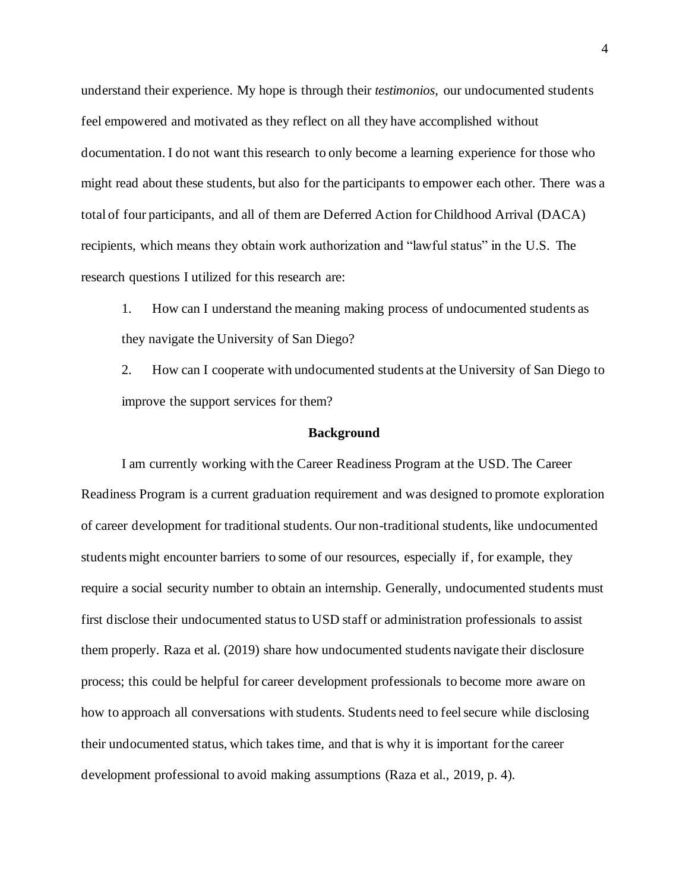understand their experience. My hope is through their *testimonios*, our undocumented students feel empowered and motivated as they reflect on all they have accomplished without documentation. I do not want this research to only become a learning experience for those who might read about these students, but also for the participants to empower each other. There was a total of four participants, and all of them are Deferred Action for Childhood Arrival (DACA) recipients, which means they obtain work authorization and "lawful status" in the U.S. The research questions I utilized for this research are:

1. How can I understand the meaning making process of undocumented students as they navigate the University of San Diego?
2. How can I cooperate with undocumented students at the University of San Diego to improve the support services for them?

## Background

I am currently working with the Career Readiness Program at the USD. The Career Readiness Program is a current graduation requirement and was designed to promote exploration of career development for traditional students. Our non-traditional students, like undocumented students might encounter barriers to some of our resources, especially if, for example, they require a social security number to obtain an internship. Generally, undocumented students must first disclose their undocumented status to USD staff or administration professionals to assist them properly. Raza et al. (2019) share how undocumented students navigate their disclosure process; this could be helpful for career development professionals to become more aware on how to approach all conversations with students. Students need to feel secure while disclosing their undocumented status, which takes time, and that is why it is important for the career development professional to avoid making assumptions (Raza et al., 2019, p. 4).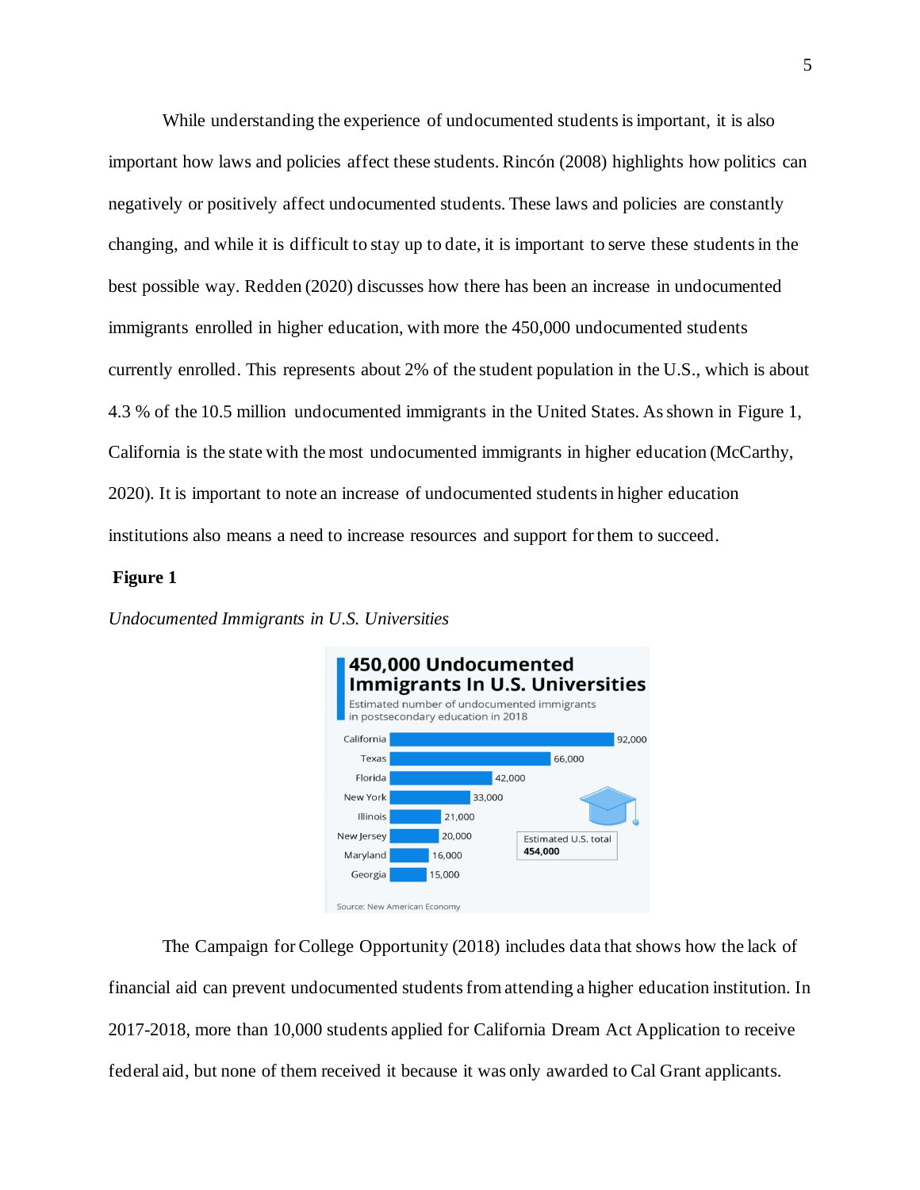While understanding the experience of undocumented students is important, it is also important how laws and policies affect these students. Rincón (2008) highlights how politics can negatively or positively affect undocumented students. These laws and policies are constantly changing, and while it is difficult to stay up to date, it is important to serve these students in the best possible way. Redden (2020) discusses how there has been an increase in undocumented immigrants enrolled in higher education, with more the 450,000 undocumented students currently enrolled. This represents about 2% of the student population in the U.S., which is about 4.3 % of the 10.5 million undocumented immigrants in the United States. As shown in Figure 1, California is the state with the most undocumented immigrants in higher education (McCarthy, 2020). It is important to note an increase of undocumented students in higher education institutions also means a need to increase resources and support for them to succeed.

**Figure 1**

*Undocumented Immigrants in U.S. Universities*

**450,000 Undocumented Immigrants In U.S. Universities**

Estimated number of undocumented immigrants in postsecondary education in 2018

| State | Number |
| --- | --- |
| California | 92,000 |
| Texas | 66,000 |
| Florida | 42,000 |
| New York | 33,000 |
| Illinois | 21,000 |
| New Jersey | 20,000 |
| Maryland | 16,000 |
| Georgia | 15,000 |

Estimated U.S. total **454,000**

Source: New American Economy

The Campaign for College Opportunity (2018) includes data that shows how the lack of financial aid can prevent undocumented students from attending a higher education institution. In 2017-2018, more than 10,000 students applied for California Dream Act Application to receive federal aid, but none of them received it because it was only awarded to Cal Grant applicants.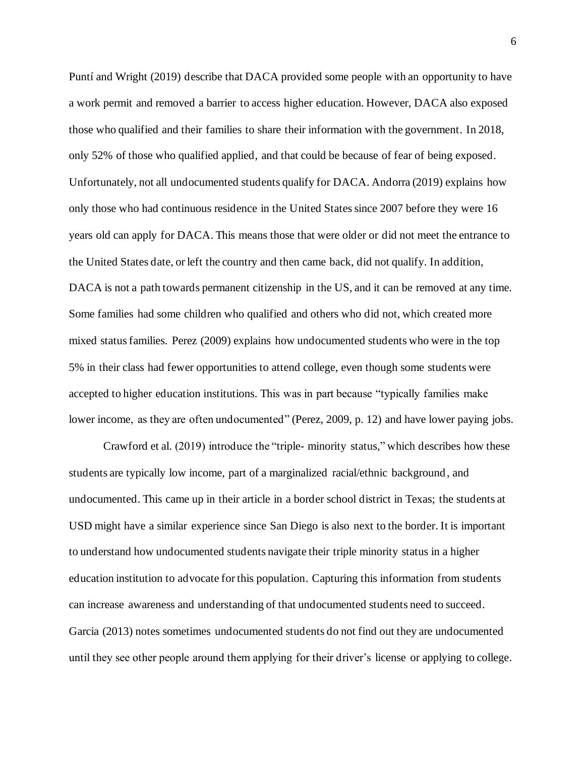Puntí and Wright (2019) describe that DACA provided some people with an opportunity to have a work permit and removed a barrier to access higher education. However, DACA also exposed those who qualified and their families to share their information with the government. In 2018, only 52% of those who qualified applied, and that could be because of fear of being exposed. Unfortunately, not all undocumented students qualify for DACA. Andorra (2019) explains how only those who had continuous residence in the United States since 2007 before they were 16 years old can apply for DACA. This means those that were older or did not meet the entrance to the United States date, or left the country and then came back, did not qualify. In addition, DACA is not a path towards permanent citizenship in the US, and it can be removed at any time. Some families had some children who qualified and others who did not, which created more mixed status families. Perez (2009) explains how undocumented students who were in the top 5% in their class had fewer opportunities to attend college, even though some students were accepted to higher education institutions. This was in part because "typically families make lower income, as they are often undocumented" (Perez, 2009, p. 12) and have lower paying jobs.

Crawford et al. (2019) introduce the "triple- minority status," which describes how these students are typically low income, part of a marginalized racial/ethnic background, and undocumented. This came up in their article in a border school district in Texas; the students at USD might have a similar experience since San Diego is also next to the border. It is important to understand how undocumented students navigate their triple minority status in a higher education institution to advocate for this population. Capturing this information from students can increase awareness and understanding of that undocumented students need to succeed. Garcia (2013) notes sometimes undocumented students do not find out they are undocumented until they see other people around them applying for their driver's license or applying to college.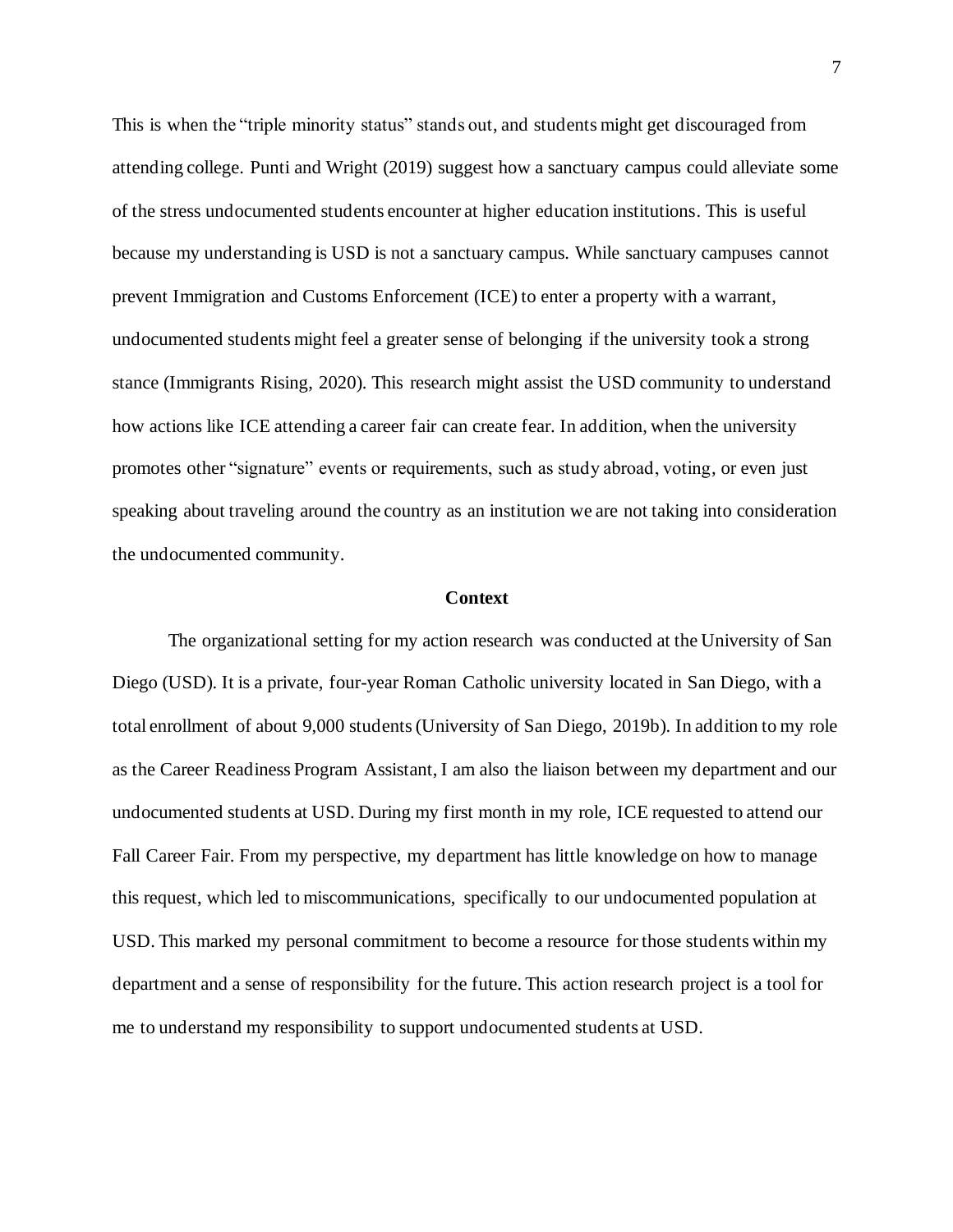This is when the "triple minority status" stands out, and students might get discouraged from attending college. Punti and Wright (2019) suggest how a sanctuary campus could alleviate some of the stress undocumented students encounter at higher education institutions. This is useful because my understanding is USD is not a sanctuary campus. While sanctuary campuses cannot prevent Immigration and Customs Enforcement (ICE) to enter a property with a warrant, undocumented students might feel a greater sense of belonging if the university took a strong stance (Immigrants Rising, 2020). This research might assist the USD community to understand how actions like ICE attending a career fair can create fear. In addition, when the university promotes other "signature" events or requirements, such as study abroad, voting, or even just speaking about traveling around the country as an institution we are not taking into consideration the undocumented community.

## Context

The organizational setting for my action research was conducted at the University of San Diego (USD). It is a private, four-year Roman Catholic university located in San Diego, with a total enrollment of about 9,000 students (University of San Diego, 2019b). In addition to my role as the Career Readiness Program Assistant, I am also the liaison between my department and our undocumented students at USD. During my first month in my role, ICE requested to attend our Fall Career Fair. From my perspective, my department has little knowledge on how to manage this request, which led to miscommunications, specifically to our undocumented population at USD. This marked my personal commitment to become a resource for those students within my department and a sense of responsibility for the future. This action research project is a tool for me to understand my responsibility to support undocumented students at USD.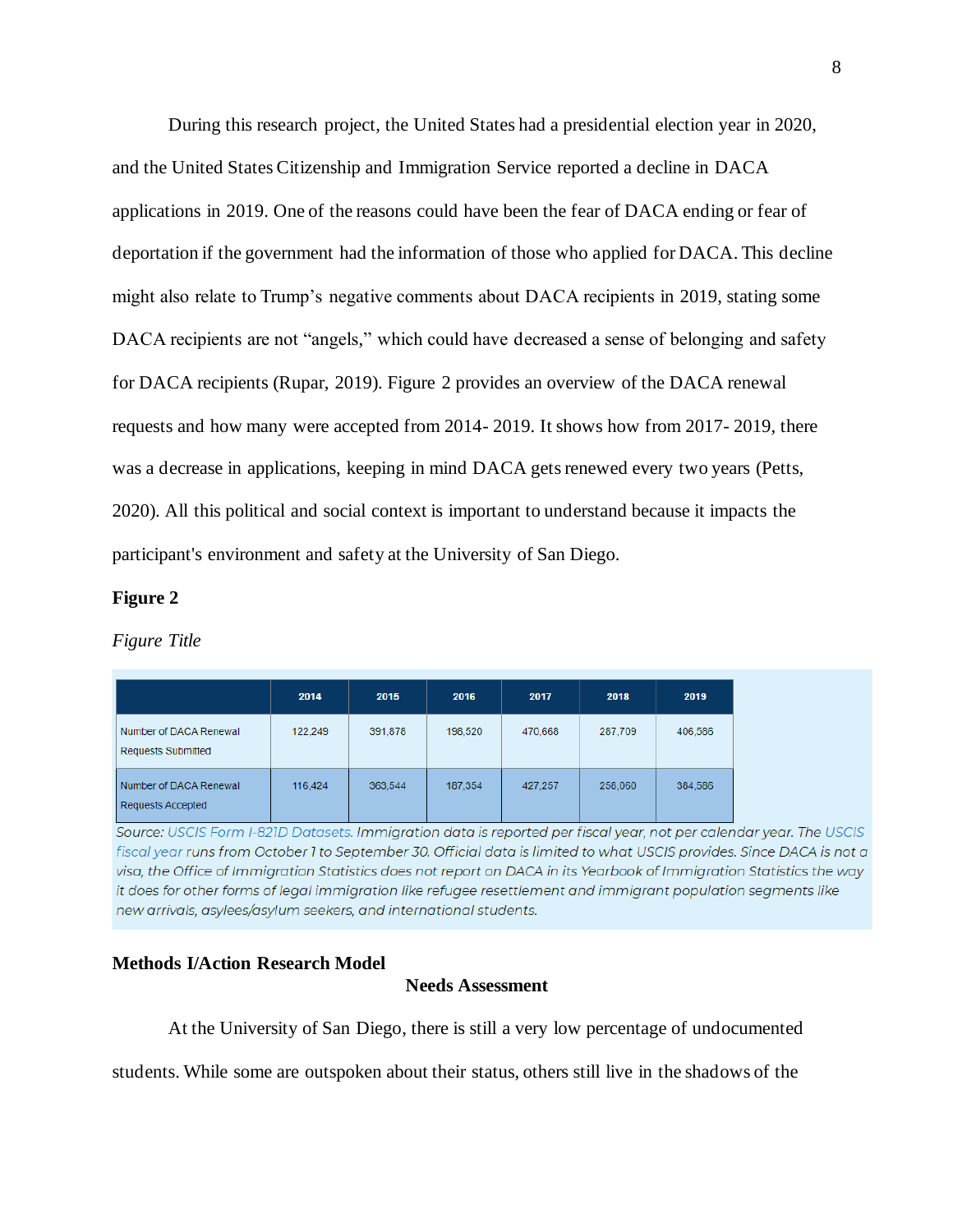During this research project, the United States had a presidential election year in 2020, and the United States Citizenship and Immigration Service reported a decline in DACA applications in 2019. One of the reasons could have been the fear of DACA ending or fear of deportation if the government had the information of those who applied for DACA. This decline might also relate to Trump's negative comments about DACA recipients in 2019, stating some DACA recipients are not "angels," which could have decreased a sense of belonging and safety for DACA recipients (Rupar, 2019). Figure 2 provides an overview of the DACA renewal requests and how many were accepted from 2014- 2019. It shows how from 2017- 2019, there was a decrease in applications, keeping in mind DACA gets renewed every two years (Petts, 2020). All this political and social context is important to understand because it impacts the participant's environment and safety at the University of San Diego.

**Figure 2**

*Figure Title*

| | 2014 | 2015 | 2016 | 2017 | 2018 | 2019 |
|---|---|---|---|---|---|---|
| Number of DACA Renewal Requests Submitted | 122,249 | 391,876 | 198,520 | 470,668 | 287,709 | 406,586 |
| Number of DACA Renewal Requests Accepted | 116,424 | 363,544 | 187,354 | 427,257 | 256,060 | 364,586 |

*Source: USCIS Form I-821D Datasets. Immigration data is reported per fiscal year, not per calendar year. The USCIS fiscal year runs from October 1 to September 30. Official data is limited to what USCIS provides. Since DACA is not a visa, the Office of Immigration Statistics does not report on DACA in its Yearbook of Immigration Statistics the way it does for other forms of legal immigration like refugee resettlement and immigrant population segments like new arrivals, asylees/asylum seekers, and international students.*

## Methods I/Action Research Model

### Needs Assessment

At the University of San Diego, there is still a very low percentage of undocumented students. While some are outspoken about their status, others still live in the shadows of the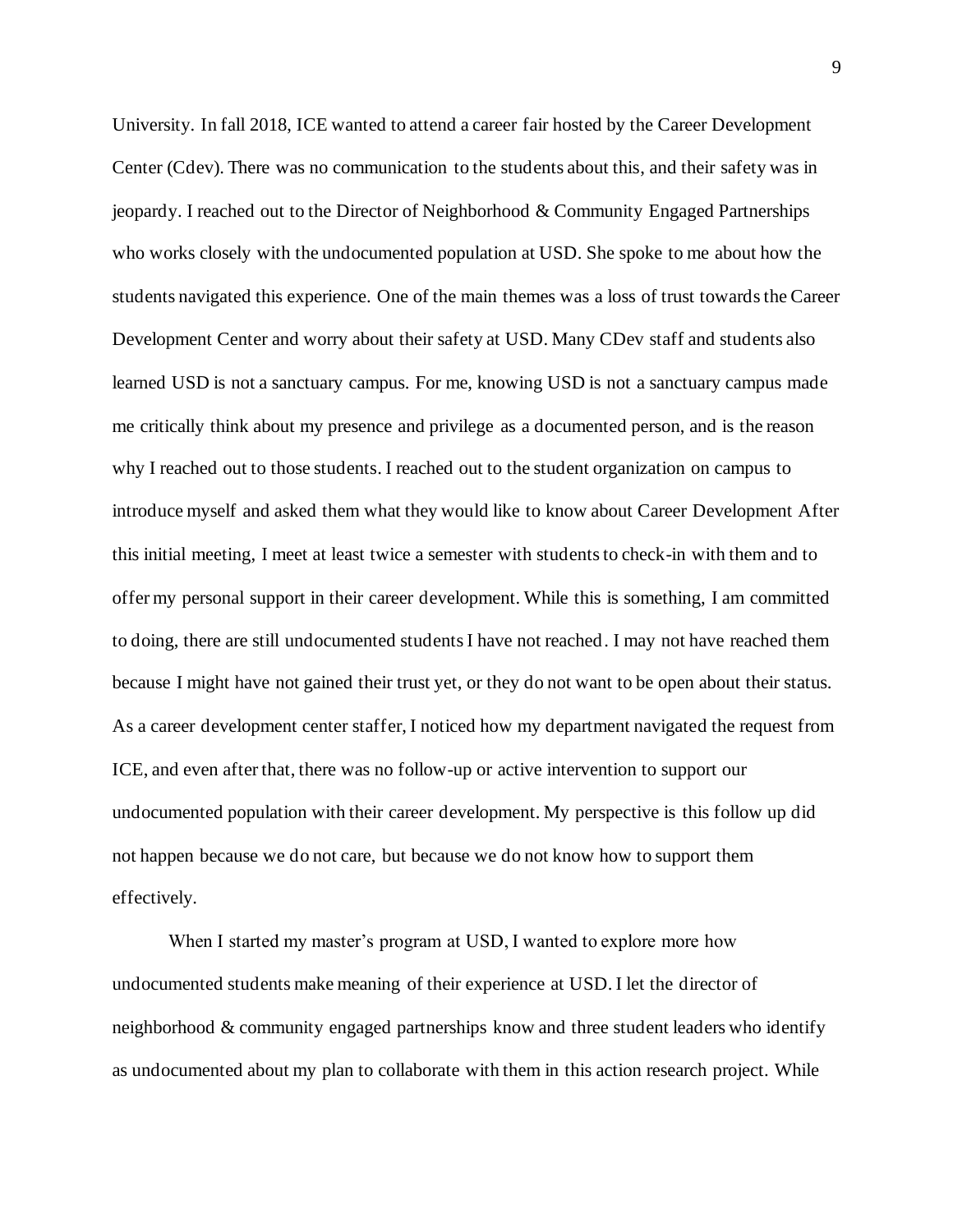University. In fall 2018, ICE wanted to attend a career fair hosted by the Career Development Center (Cdev). There was no communication to the students about this, and their safety was in jeopardy. I reached out to the Director of Neighborhood & Community Engaged Partnerships who works closely with the undocumented population at USD. She spoke to me about how the students navigated this experience. One of the main themes was a loss of trust towards the Career Development Center and worry about their safety at USD. Many CDev staff and students also learned USD is not a sanctuary campus. For me, knowing USD is not a sanctuary campus made me critically think about my presence and privilege as a documented person, and is the reason why I reached out to those students. I reached out to the student organization on campus to introduce myself and asked them what they would like to know about Career Development After this initial meeting, I meet at least twice a semester with students to check-in with them and to offer my personal support in their career development. While this is something, I am committed to doing, there are still undocumented students I have not reached. I may not have reached them because I might have not gained their trust yet, or they do not want to be open about their status. As a career development center staffer, I noticed how my department navigated the request from ICE, and even after that, there was no follow-up or active intervention to support our undocumented population with their career development. My perspective is this follow up did not happen because we do not care, but because we do not know how to support them effectively.

When I started my master's program at USD, I wanted to explore more how undocumented students make meaning of their experience at USD. I let the director of neighborhood & community engaged partnerships know and three student leaders who identify as undocumented about my plan to collaborate with them in this action research project. While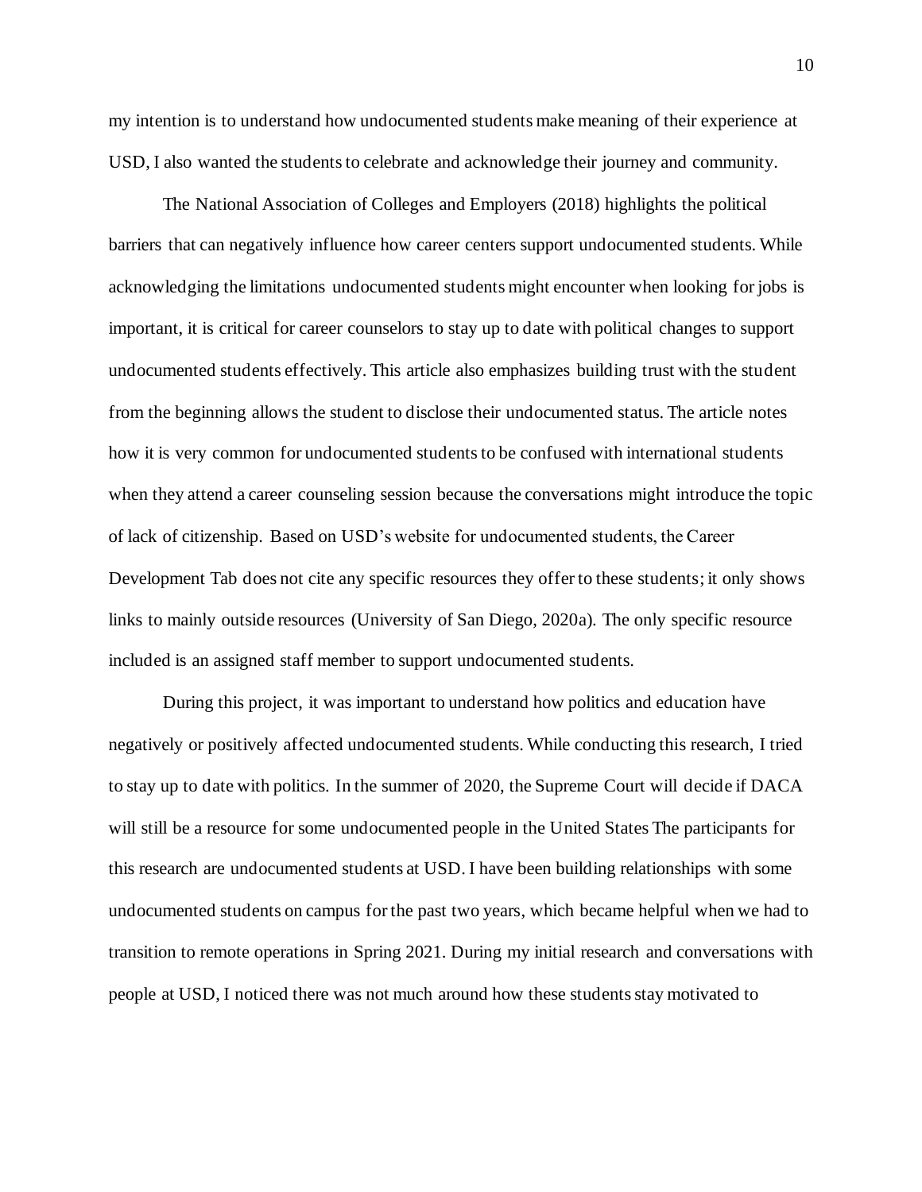my intention is to understand how undocumented students make meaning of their experience at USD, I also wanted the students to celebrate and acknowledge their journey and community.

The National Association of Colleges and Employers (2018) highlights the political barriers that can negatively influence how career centers support undocumented students. While acknowledging the limitations undocumented students might encounter when looking for jobs is important, it is critical for career counselors to stay up to date with political changes to support undocumented students effectively. This article also emphasizes building trust with the student from the beginning allows the student to disclose their undocumented status. The article notes how it is very common for undocumented students to be confused with international students when they attend a career counseling session because the conversations might introduce the topic of lack of citizenship. Based on USD's website for undocumented students, the Career Development Tab does not cite any specific resources they offer to these students; it only shows links to mainly outside resources (University of San Diego, 2020a). The only specific resource included is an assigned staff member to support undocumented students.

During this project, it was important to understand how politics and education have negatively or positively affected undocumented students. While conducting this research, I tried to stay up to date with politics. In the summer of 2020, the Supreme Court will decide if DACA will still be a resource for some undocumented people in the United States The participants for this research are undocumented students at USD. I have been building relationships with some undocumented students on campus for the past two years, which became helpful when we had to transition to remote operations in Spring 2021. During my initial research and conversations with people at USD, I noticed there was not much around how these students stay motivated to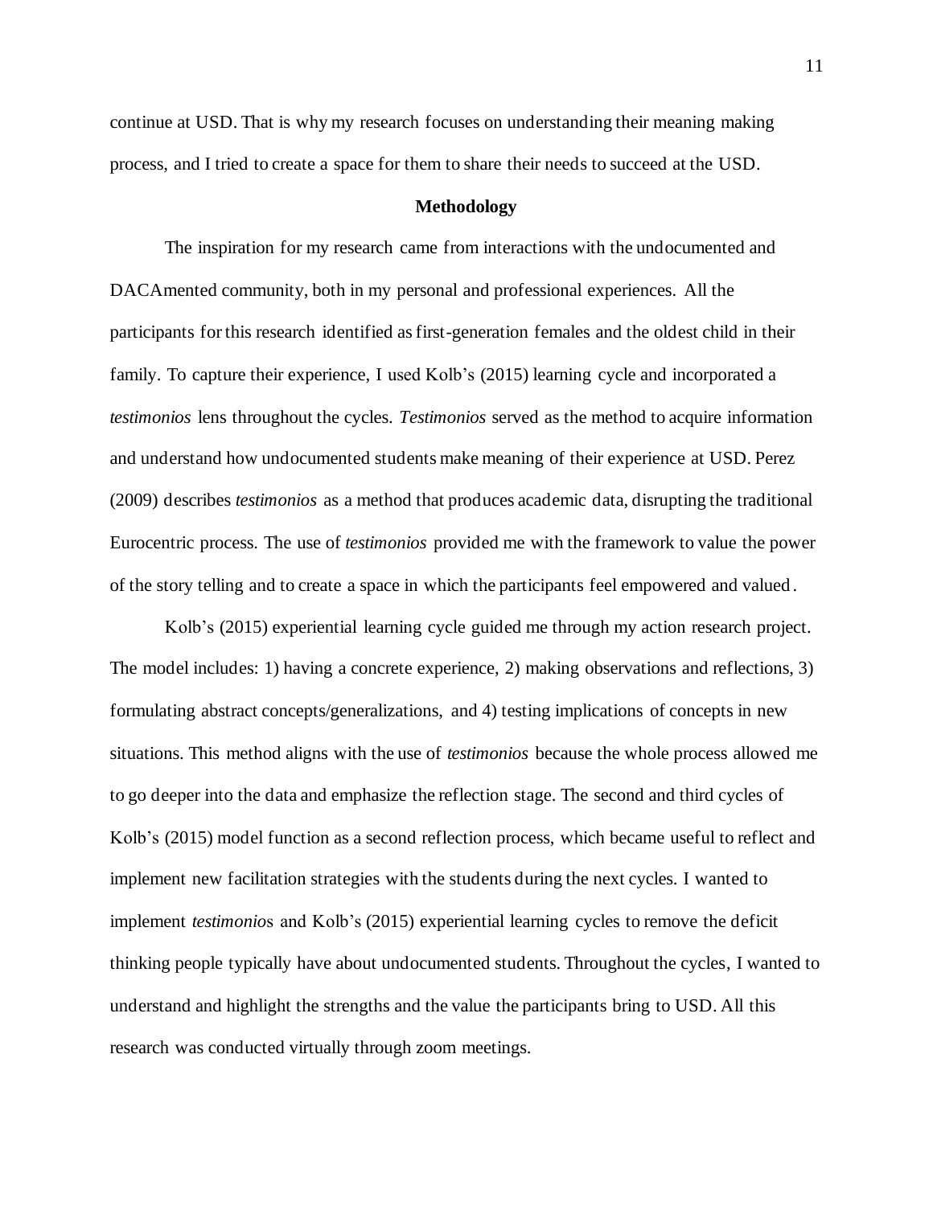continue at USD. That is why my research focuses on understanding their meaning making process, and I tried to create a space for them to share their needs to succeed at the USD.

## Methodology

The inspiration for my research came from interactions with the undocumented and DACAmented community, both in my personal and professional experiences. All the participants for this research identified as first-generation females and the oldest child in their family. To capture their experience, I used Kolb's (2015) learning cycle and incorporated a *testimonios* lens throughout the cycles. *Testimonios* served as the method to acquire information and understand how undocumented students make meaning of their experience at USD. Perez (2009) describes *testimonios* as a method that produces academic data, disrupting the traditional Eurocentric process. The use of *testimonios* provided me with the framework to value the power of the story telling and to create a space in which the participants feel empowered and valued.

Kolb's (2015) experiential learning cycle guided me through my action research project. The model includes: 1) having a concrete experience, 2) making observations and reflections, 3) formulating abstract concepts/generalizations, and 4) testing implications of concepts in new situations. This method aligns with the use of *testimonios* because the whole process allowed me to go deeper into the data and emphasize the reflection stage. The second and third cycles of Kolb's (2015) model function as a second reflection process, which became useful to reflect and implement new facilitation strategies with the students during the next cycles. I wanted to implement *testimonio*s and Kolb's (2015) experiential learning cycles to remove the deficit thinking people typically have about undocumented students. Throughout the cycles, I wanted to understand and highlight the strengths and the value the participants bring to USD. All this research was conducted virtually through zoom meetings.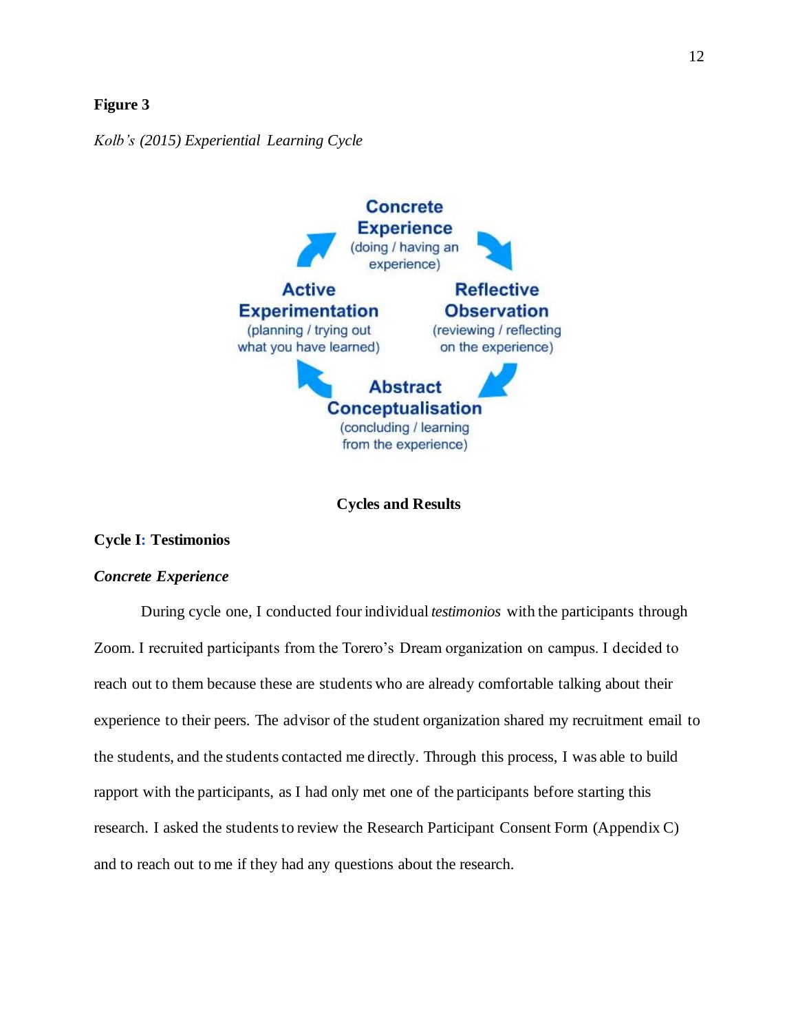**Figure 3**

*Kolb's (2015) Experiential Learning Cycle*

**Concrete Experience** (doing / having an experience)

**Reflective Observation** (reviewing / reflecting on the experience)

**Abstract Conceptualisation** (concluding / learning from the experience)

**Active Experimentation** (planning / trying out what you have learned)

## Cycles and Results

### Cycle I: Testimonios

#### *Concrete Experience*

During cycle one, I conducted four individual *testimonios* with the participants through Zoom. I recruited participants from the Torero's Dream organization on campus. I decided to reach out to them because these are students who are already comfortable talking about their experience to their peers. The advisor of the student organization shared my recruitment email to the students, and the students contacted me directly. Through this process, I was able to build rapport with the participants, as I had only met one of the participants before starting this research. I asked the students to review the Research Participant Consent Form (Appendix C) and to reach out to me if they had any questions about the research.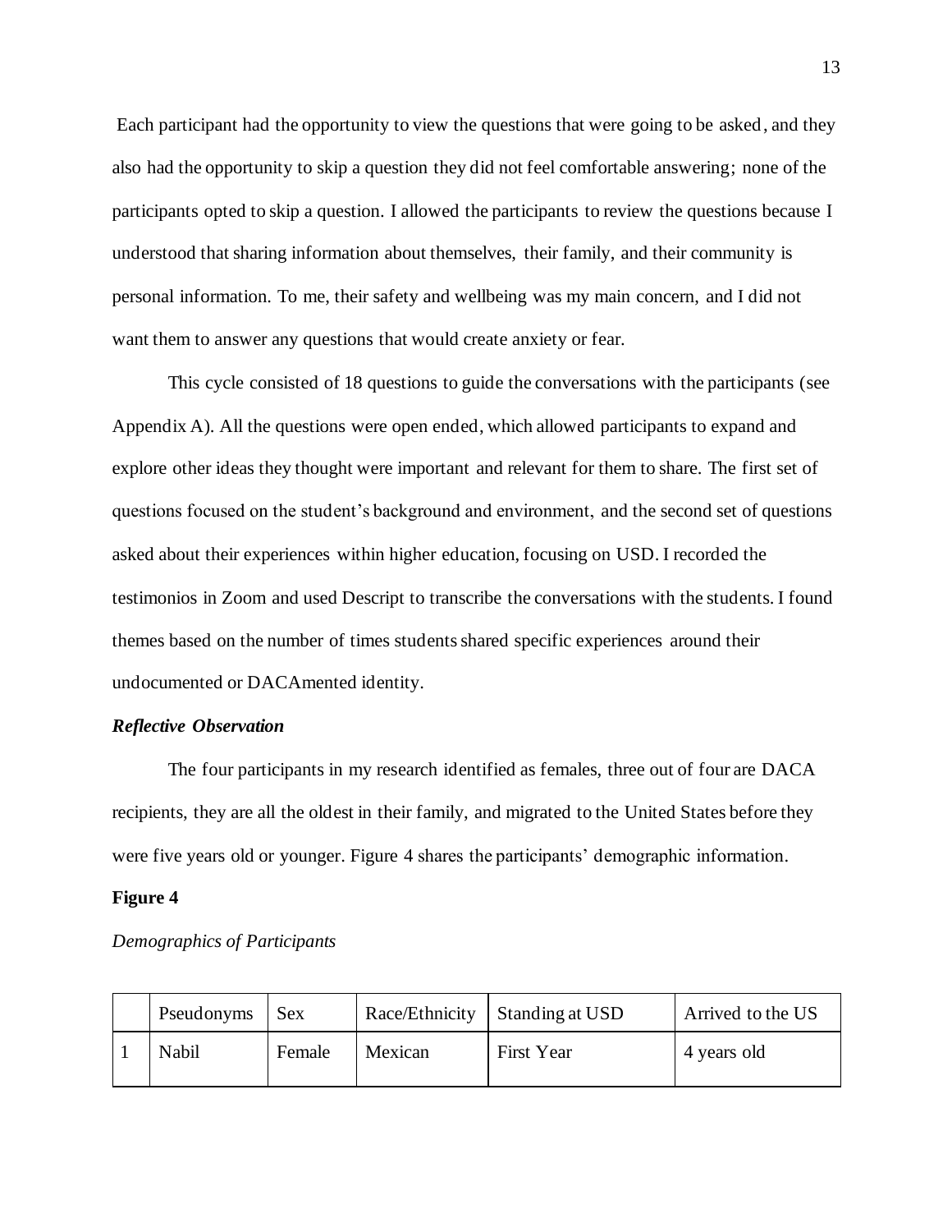Each participant had the opportunity to view the questions that were going to be asked, and they also had the opportunity to skip a question they did not feel comfortable answering; none of the participants opted to skip a question. I allowed the participants to review the questions because I understood that sharing information about themselves, their family, and their community is personal information. To me, their safety and wellbeing was my main concern, and I did not want them to answer any questions that would create anxiety or fear.

This cycle consisted of 18 questions to guide the conversations with the participants (see Appendix A). All the questions were open ended, which allowed participants to expand and explore other ideas they thought were important and relevant for them to share. The first set of questions focused on the student's background and environment, and the second set of questions asked about their experiences within higher education, focusing on USD. I recorded the testimonios in Zoom and used Descript to transcribe the conversations with the students. I found themes based on the number of times students shared specific experiences around their undocumented or DACAmented identity.

### *Reflective Observation*

The four participants in my research identified as females, three out of four are DACA recipients, they are all the oldest in their family, and migrated to the United States before they were five years old or younger. Figure 4 shares the participants' demographic information.

**Figure 4**

*Demographics of Participants*

| | Pseudonyms | Sex | Race/Ethnicity | Standing at USD | Arrived to the US |
|---|---|---|---|---|---|
| 1 | Nabil | Female | Mexican | First Year | 4 years old |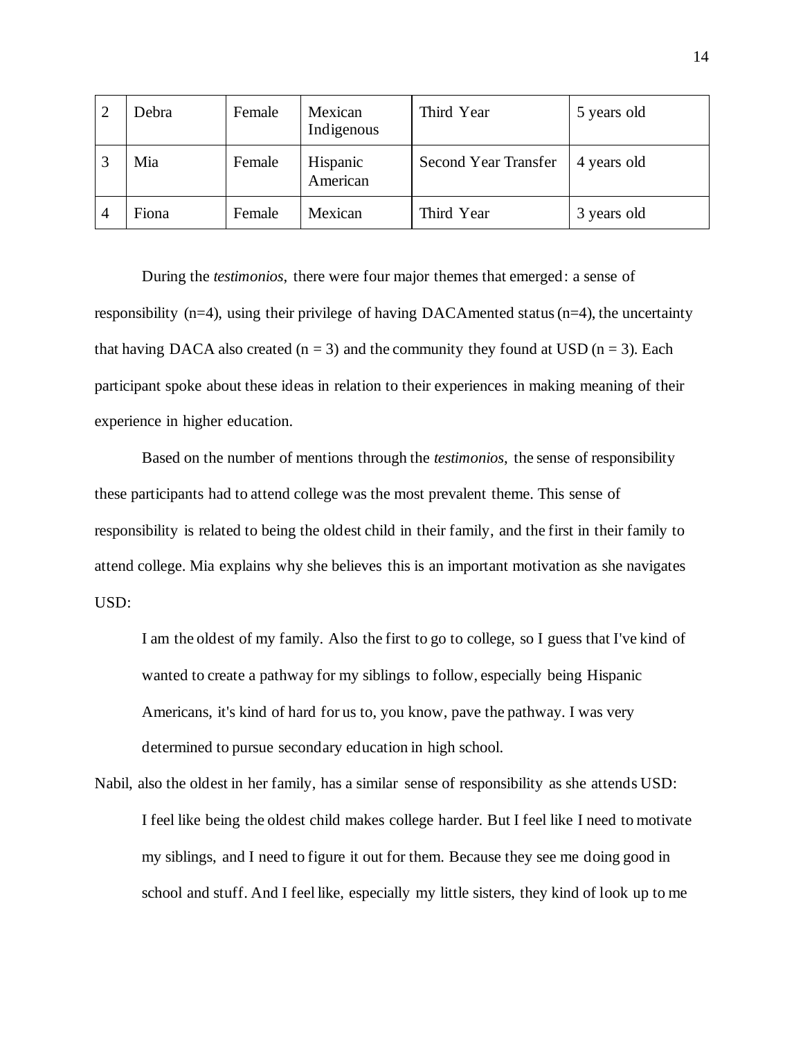| 2 | Debra | Female | Mexican Indigenous | Third Year | 5 years old |
|---|---|---|---|---|---|
| 3 | Mia | Female | Hispanic American | Second Year Transfer | 4 years old |
| 4 | Fiona | Female | Mexican | Third Year | 3 years old |

During the *testimonios*, there were four major themes that emerged: a sense of responsibility (n=4), using their privilege of having DACAmented status (n=4), the uncertainty that having DACA also created (n = 3) and the community they found at USD (n = 3). Each participant spoke about these ideas in relation to their experiences in making meaning of their experience in higher education.

Based on the number of mentions through the *testimonios*, the sense of responsibility these participants had to attend college was the most prevalent theme. This sense of responsibility is related to being the oldest child in their family, and the first in their family to attend college. Mia explains why she believes this is an important motivation as she navigates USD:

> I am the oldest of my family. Also the first to go to college, so I guess that I've kind of wanted to create a pathway for my siblings to follow, especially being Hispanic Americans, it's kind of hard for us to, you know, pave the pathway. I was very determined to pursue secondary education in high school.

Nabil, also the oldest in her family, has a similar sense of responsibility as she attends USD:

> I feel like being the oldest child makes college harder. But I feel like I need to motivate my siblings, and I need to figure it out for them. Because they see me doing good in school and stuff. And I feel like, especially my little sisters, they kind of look up to me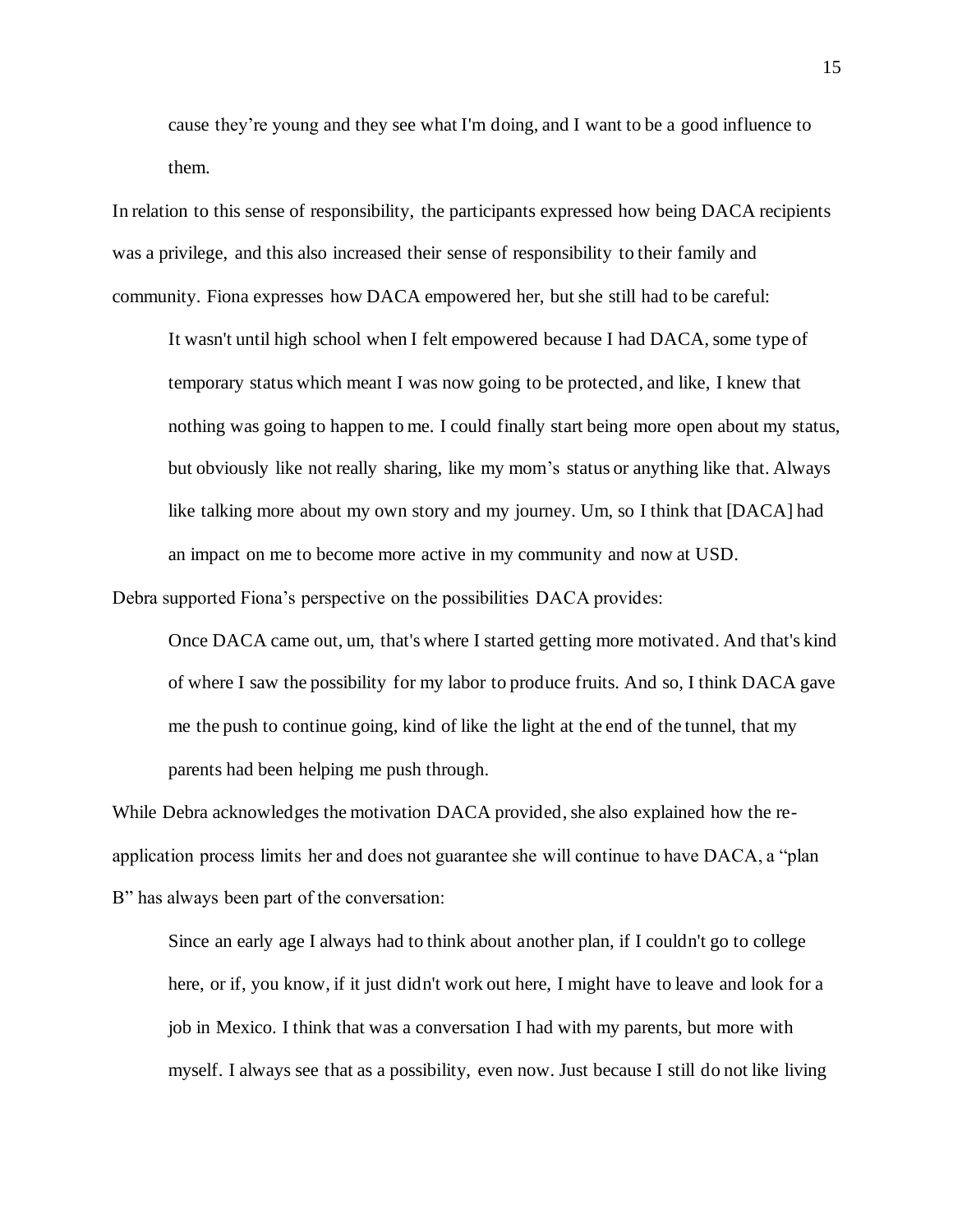> cause they're young and they see what I'm doing, and I want to be a good influence to them.

In relation to this sense of responsibility, the participants expressed how being DACA recipients was a privilege, and this also increased their sense of responsibility to their family and community. Fiona expresses how DACA empowered her, but she still had to be careful:

> It wasn't until high school when I felt empowered because I had DACA, some type of temporary status which meant I was now going to be protected, and like, I knew that nothing was going to happen to me. I could finally start being more open about my status, but obviously like not really sharing, like my mom's status or anything like that. Always like talking more about my own story and my journey. Um, so I think that [DACA] had an impact on me to become more active in my community and now at USD.

Debra supported Fiona's perspective on the possibilities DACA provides:

> Once DACA came out, um, that's where I started getting more motivated. And that's kind of where I saw the possibility for my labor to produce fruits. And so, I think DACA gave me the push to continue going, kind of like the light at the end of the tunnel, that my parents had been helping me push through.

While Debra acknowledges the motivation DACA provided, she also explained how the re-application process limits her and does not guarantee she will continue to have DACA, a "plan B" has always been part of the conversation:

> Since an early age I always had to think about another plan, if I couldn't go to college here, or if, you know, if it just didn't work out here, I might have to leave and look for a job in Mexico. I think that was a conversation I had with my parents, but more with myself. I always see that as a possibility, even now. Just because I still do not like living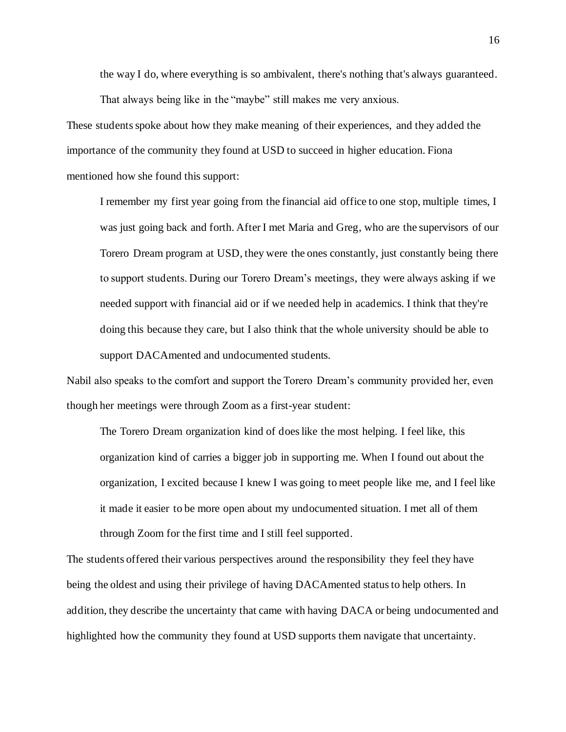> the way I do, where everything is so ambivalent, there's nothing that's always guaranteed. That always being like in the "maybe" still makes me very anxious.

These students spoke about how they make meaning of their experiences, and they added the importance of the community they found at USD to succeed in higher education. Fiona mentioned how she found this support:

> I remember my first year going from the financial aid office to one stop, multiple times, I was just going back and forth. After I met Maria and Greg, who are the supervisors of our Torero Dream program at USD, they were the ones constantly, just constantly being there to support students. During our Torero Dream's meetings, they were always asking if we needed support with financial aid or if we needed help in academics. I think that they're doing this because they care, but I also think that the whole university should be able to support DACAmented and undocumented students.

Nabil also speaks to the comfort and support the Torero Dream's community provided her, even though her meetings were through Zoom as a first-year student:

> The Torero Dream organization kind of does like the most helping. I feel like, this organization kind of carries a bigger job in supporting me. When I found out about the organization, I excited because I knew I was going to meet people like me, and I feel like it made it easier to be more open about my undocumented situation. I met all of them through Zoom for the first time and I still feel supported.

The students offered their various perspectives around the responsibility they feel they have being the oldest and using their privilege of having DACAmented status to help others. In addition, they describe the uncertainty that came with having DACA or being undocumented and highlighted how the community they found at USD supports them navigate that uncertainty.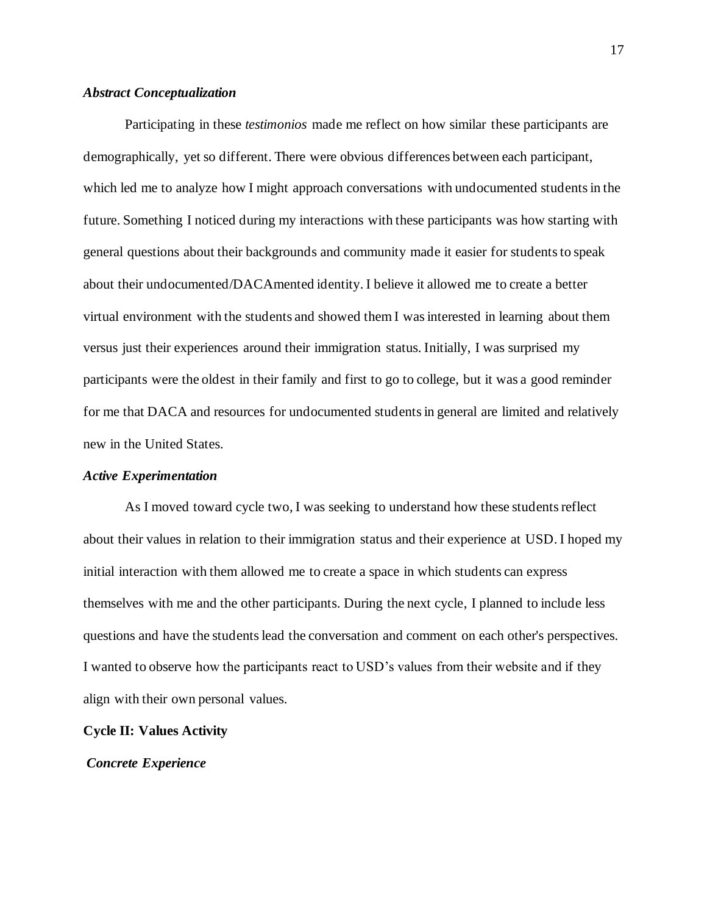### *Abstract Conceptualization*

Participating in these *testimonios* made me reflect on how similar these participants are demographically, yet so different. There were obvious differences between each participant, which led me to analyze how I might approach conversations with undocumented students in the future. Something I noticed during my interactions with these participants was how starting with general questions about their backgrounds and community made it easier for students to speak about their undocumented/DACAmented identity. I believe it allowed me to create a better virtual environment with the students and showed them I was interested in learning about them versus just their experiences around their immigration status. Initially, I was surprised my participants were the oldest in their family and first to go to college, but it was a good reminder for me that DACA and resources for undocumented students in general are limited and relatively new in the United States.

### *Active Experimentation*

As I moved toward cycle two, I was seeking to understand how these students reflect about their values in relation to their immigration status and their experience at USD. I hoped my initial interaction with them allowed me to create a space in which students can express themselves with me and the other participants. During the next cycle, I planned to include less questions and have the students lead the conversation and comment on each other's perspectives. I wanted to observe how the participants react to USD's values from their website and if they align with their own personal values.

## Cycle II: Values Activity

### *Concrete Experience*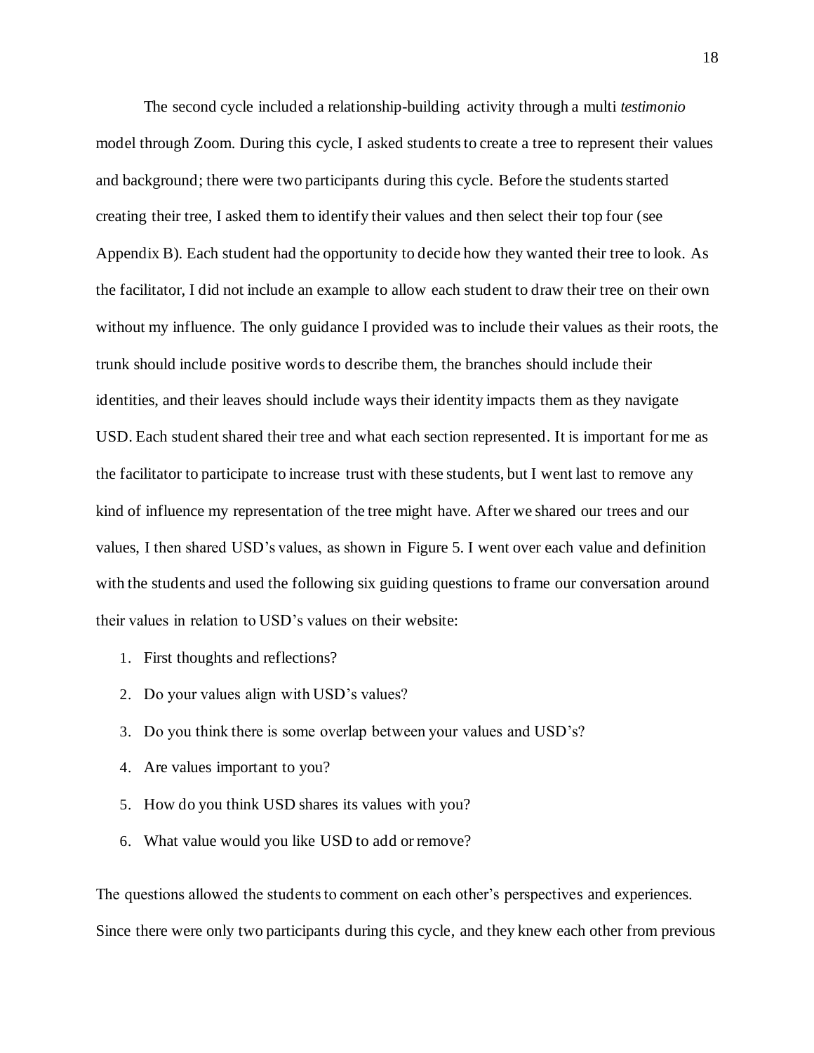The second cycle included a relationship-building activity through a multi *testimonio* model through Zoom. During this cycle, I asked students to create a tree to represent their values and background; there were two participants during this cycle. Before the students started creating their tree, I asked them to identify their values and then select their top four (see Appendix B). Each student had the opportunity to decide how they wanted their tree to look. As the facilitator, I did not include an example to allow each student to draw their tree on their own without my influence. The only guidance I provided was to include their values as their roots, the trunk should include positive words to describe them, the branches should include their identities, and their leaves should include ways their identity impacts them as they navigate USD. Each student shared their tree and what each section represented. It is important for me as the facilitator to participate to increase trust with these students, but I went last to remove any kind of influence my representation of the tree might have. After we shared our trees and our values, I then shared USD's values, as shown in Figure 5. I went over each value and definition with the students and used the following six guiding questions to frame our conversation around their values in relation to USD's values on their website:

1. First thoughts and reflections?
2. Do your values align with USD's values?
3. Do you think there is some overlap between your values and USD's?
4. Are values important to you?
5. How do you think USD shares its values with you?
6. What value would you like USD to add or remove?

The questions allowed the students to comment on each other's perspectives and experiences. Since there were only two participants during this cycle, and they knew each other from previous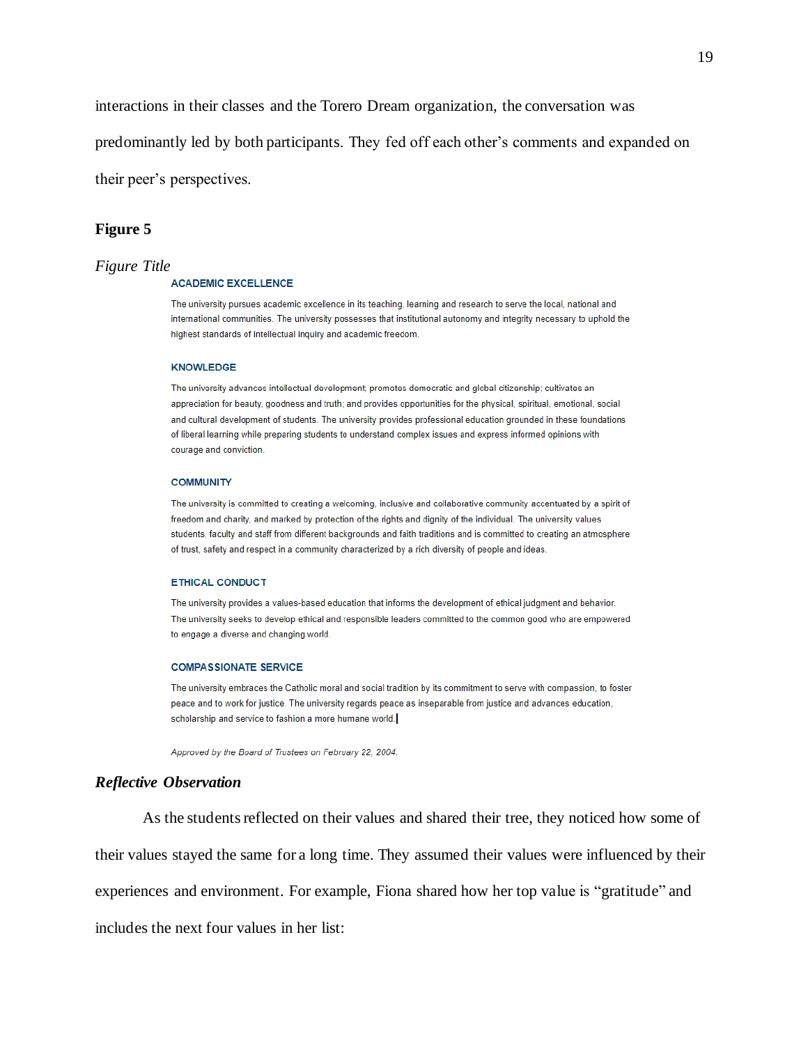interactions in their classes and the Torero Dream organization, the conversation was predominantly led by both participants. They fed off each other's comments and expanded on their peer's perspectives.

**Figure 5**

*Figure Title*

**ACADEMIC EXCELLENCE**

The university pursues academic excellence in its teaching, learning and research to serve the local, national and international communities. The university possesses that institutional autonomy and integrity necessary to uphold the highest standards of intellectual inquiry and academic freedom.

**KNOWLEDGE**

The university advances intellectual development; promotes democratic and global citizenship; cultivates an appreciation for beauty, goodness and truth; and provides opportunities for the physical, spiritual, emotional, social and cultural development of students. The university provides professional education grounded in these foundations of liberal learning while preparing students to understand complex issues and express informed opinions with courage and conviction.

**COMMUNITY**

The university is committed to creating a welcoming, inclusive and collaborative community accentuated by a spirit of freedom and charity, and marked by protection of the rights and dignity of the individual. The university values students, faculty and staff from different backgrounds and faith traditions and is committed to creating an atmosphere of trust, safety and respect in a community characterized by a rich diversity of people and ideas.

**ETHICAL CONDUCT**

The university provides a values-based education that informs the development of ethical judgment and behavior. The university seeks to develop ethical and responsible leaders committed to the common good who are empowered to engage a diverse and changing world.

**COMPASSIONATE SERVICE**

The university embraces the Catholic moral and social tradition by its commitment to serve with compassion, to foster peace and to work for justice. The university regards peace as inseparable from justice and advances education, scholarship and service to fashion a more humane world.

*Approved by the Board of Trustees on February 22, 2004.*

***Reflective Observation***

As the students reflected on their values and shared their tree, they noticed how some of their values stayed the same for a long time. They assumed their values were influenced by their experiences and environment. For example, Fiona shared how her top value is "gratitude" and includes the next four values in her list: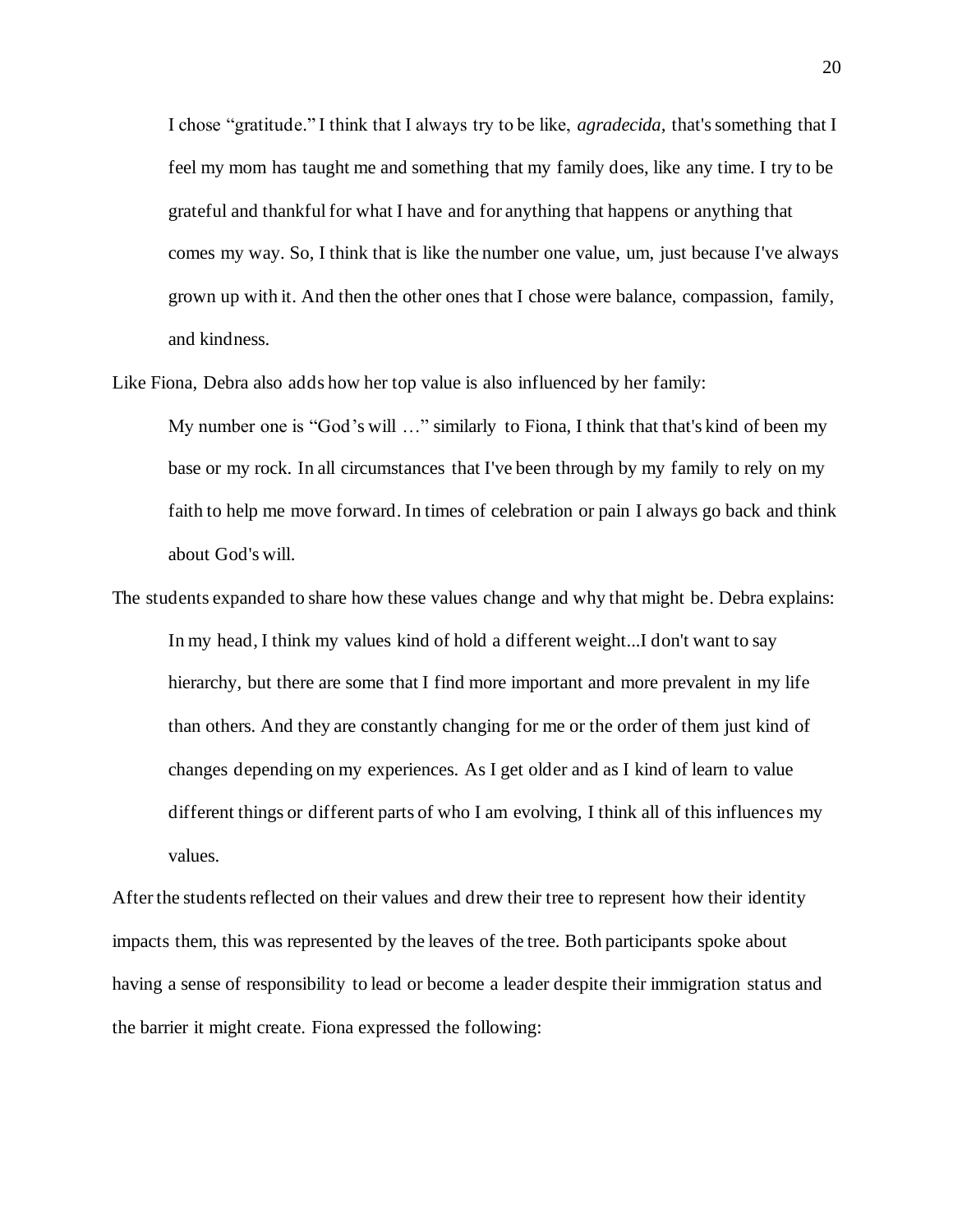> I chose "gratitude." I think that I always try to be like, *agradecida,* that's something that I feel my mom has taught me and something that my family does, like any time. I try to be grateful and thankful for what I have and for anything that happens or anything that comes my way. So, I think that is like the number one value, um, just because I've always grown up with it. And then the other ones that I chose were balance, compassion, family, and kindness.

Like Fiona, Debra also adds how her top value is also influenced by her family:

> My number one is "God's will …" similarly to Fiona, I think that that's kind of been my base or my rock. In all circumstances that I've been through by my family to rely on my faith to help me move forward. In times of celebration or pain I always go back and think about God's will.

The students expanded to share how these values change and why that might be. Debra explains:

> In my head, I think my values kind of hold a different weight...I don't want to say hierarchy, but there are some that I find more important and more prevalent in my life than others. And they are constantly changing for me or the order of them just kind of changes depending on my experiences. As I get older and as I kind of learn to value different things or different parts of who I am evolving, I think all of this influences my values.

After the students reflected on their values and drew their tree to represent how their identity impacts them, this was represented by the leaves of the tree. Both participants spoke about having a sense of responsibility to lead or become a leader despite their immigration status and the barrier it might create. Fiona expressed the following: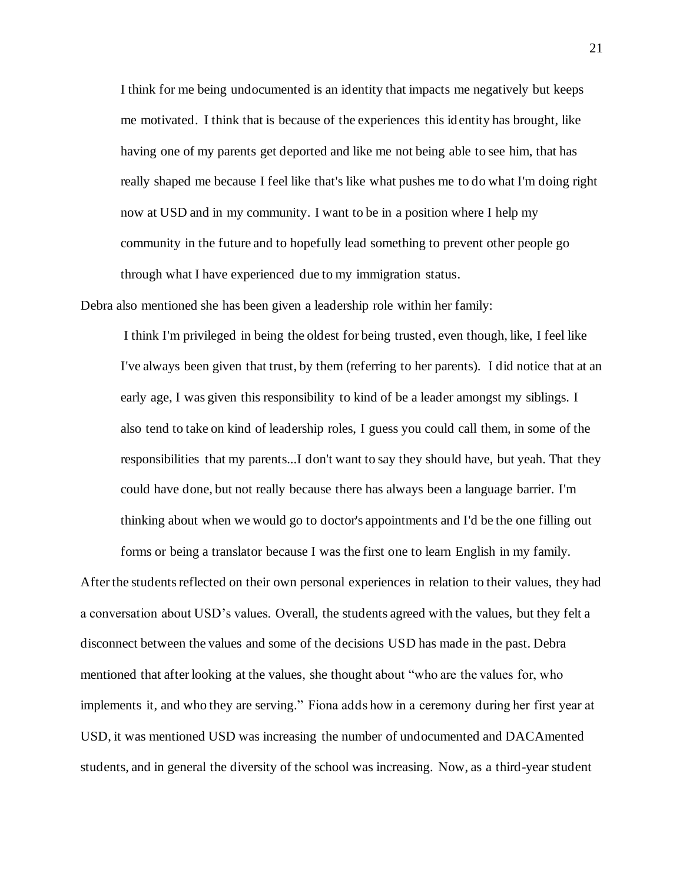> I think for me being undocumented is an identity that impacts me negatively but keeps me motivated. I think that is because of the experiences this identity has brought, like having one of my parents get deported and like me not being able to see him, that has really shaped me because I feel like that's like what pushes me to do what I'm doing right now at USD and in my community. I want to be in a position where I help my community in the future and to hopefully lead something to prevent other people go through what I have experienced due to my immigration status.

Debra also mentioned she has been given a leadership role within her family:

> I think I'm privileged in being the oldest for being trusted, even though, like, I feel like I've always been given that trust, by them (referring to her parents). I did notice that at an early age, I was given this responsibility to kind of be a leader amongst my siblings. I also tend to take on kind of leadership roles, I guess you could call them, in some of the responsibilities that my parents...I don't want to say they should have, but yeah. That they could have done, but not really because there has always been a language barrier. I'm thinking about when we would go to doctor's appointments and I'd be the one filling out forms or being a translator because I was the first one to learn English in my family.

After the students reflected on their own personal experiences in relation to their values, they had a conversation about USD's values. Overall, the students agreed with the values, but they felt a disconnect between the values and some of the decisions USD has made in the past. Debra mentioned that after looking at the values, she thought about "who are the values for, who implements it, and who they are serving." Fiona adds how in a ceremony during her first year at USD, it was mentioned USD was increasing the number of undocumented and DACAmented students, and in general the diversity of the school was increasing. Now, as a third-year student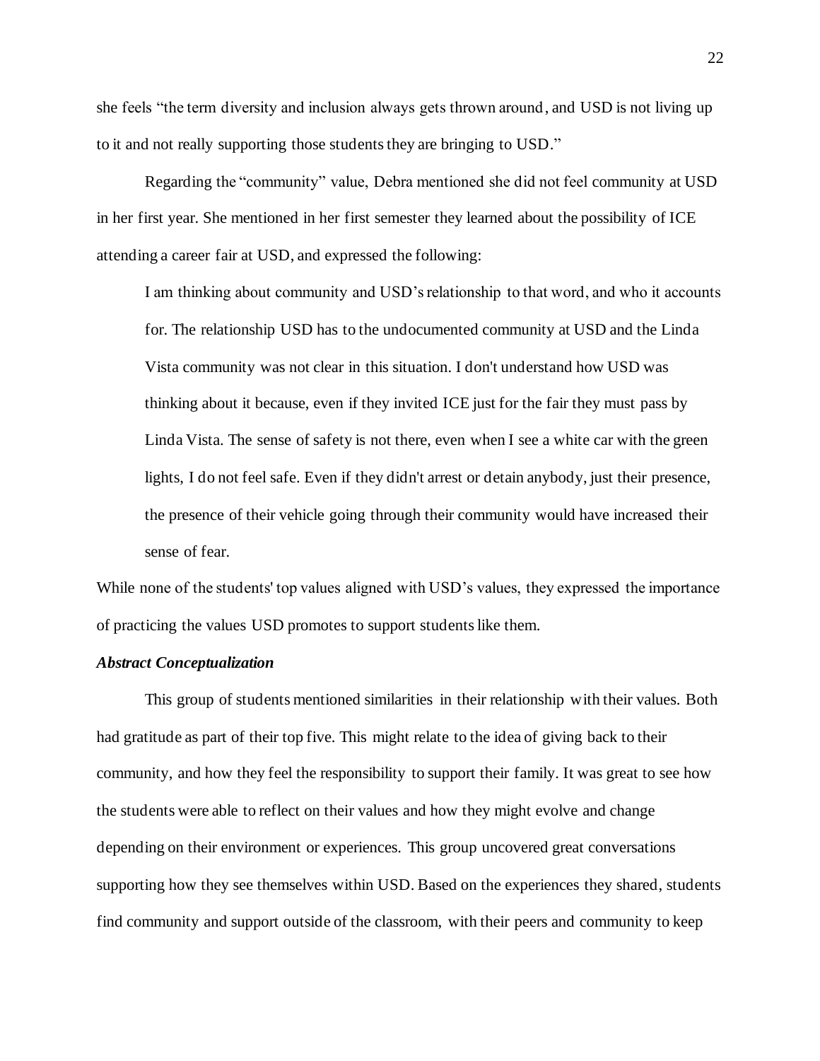she feels "the term diversity and inclusion always gets thrown around, and USD is not living up to it and not really supporting those students they are bringing to USD."

Regarding the "community" value, Debra mentioned she did not feel community at USD in her first year. She mentioned in her first semester they learned about the possibility of ICE attending a career fair at USD, and expressed the following:

> I am thinking about community and USD's relationship to that word, and who it accounts for. The relationship USD has to the undocumented community at USD and the Linda Vista community was not clear in this situation. I don't understand how USD was thinking about it because, even if they invited ICE just for the fair they must pass by Linda Vista. The sense of safety is not there, even when I see a white car with the green lights, I do not feel safe. Even if they didn't arrest or detain anybody, just their presence, the presence of their vehicle going through their community would have increased their sense of fear.

While none of the students' top values aligned with USD's values, they expressed the importance of practicing the values USD promotes to support students like them.

### *Abstract Conceptualization*

This group of students mentioned similarities in their relationship with their values. Both had gratitude as part of their top five. This might relate to the idea of giving back to their community, and how they feel the responsibility to support their family. It was great to see how the students were able to reflect on their values and how they might evolve and change depending on their environment or experiences. This group uncovered great conversations supporting how they see themselves within USD. Based on the experiences they shared, students find community and support outside of the classroom, with their peers and community to keep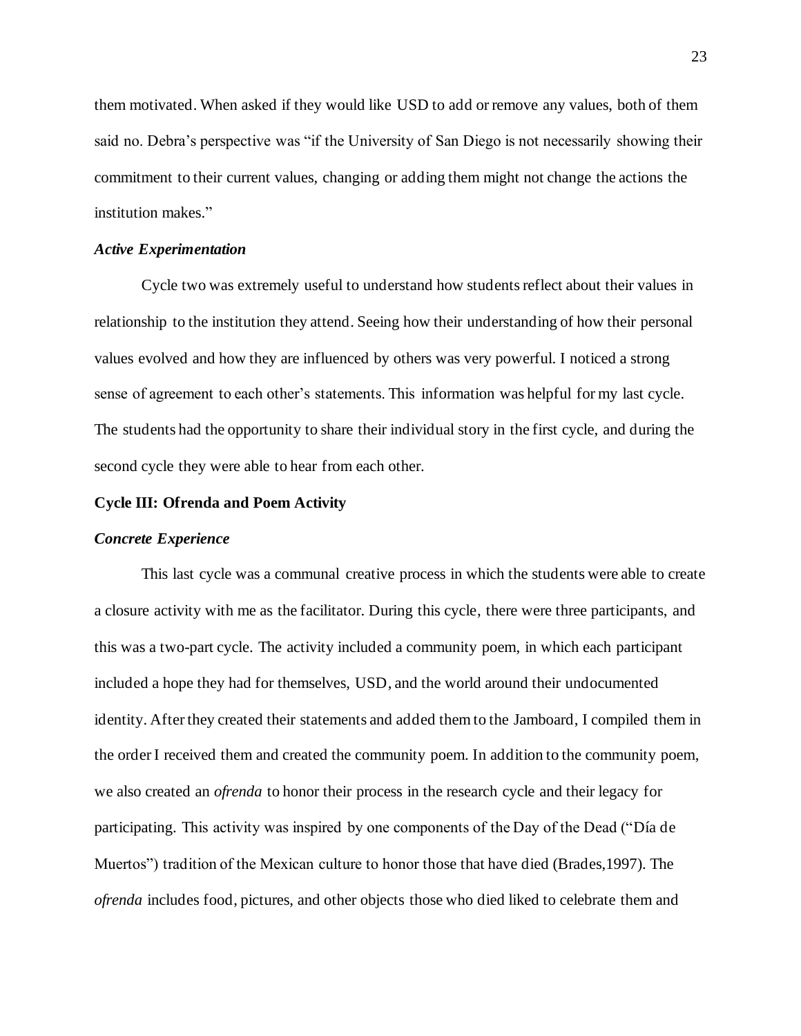them motivated. When asked if they would like USD to add or remove any values, both of them said no. Debra's perspective was "if the University of San Diego is not necessarily showing their commitment to their current values, changing or adding them might not change the actions the institution makes."

### *Active Experimentation*

Cycle two was extremely useful to understand how students reflect about their values in relationship to the institution they attend. Seeing how their understanding of how their personal values evolved and how they are influenced by others was very powerful. I noticed a strong sense of agreement to each other's statements. This information was helpful for my last cycle. The students had the opportunity to share their individual story in the first cycle, and during the second cycle they were able to hear from each other.

## Cycle III: Ofrenda and Poem Activity

### *Concrete Experience*

This last cycle was a communal creative process in which the students were able to create a closure activity with me as the facilitator. During this cycle, there were three participants, and this was a two-part cycle. The activity included a community poem, in which each participant included a hope they had for themselves, USD, and the world around their undocumented identity. After they created their statements and added them to the Jamboard, I compiled them in the order I received them and created the community poem. In addition to the community poem, we also created an *ofrenda* to honor their process in the research cycle and their legacy for participating. This activity was inspired by one components of the Day of the Dead ("Día de Muertos") tradition of the Mexican culture to honor those that have died (Brades,1997). The *ofrenda* includes food, pictures, and other objects those who died liked to celebrate them and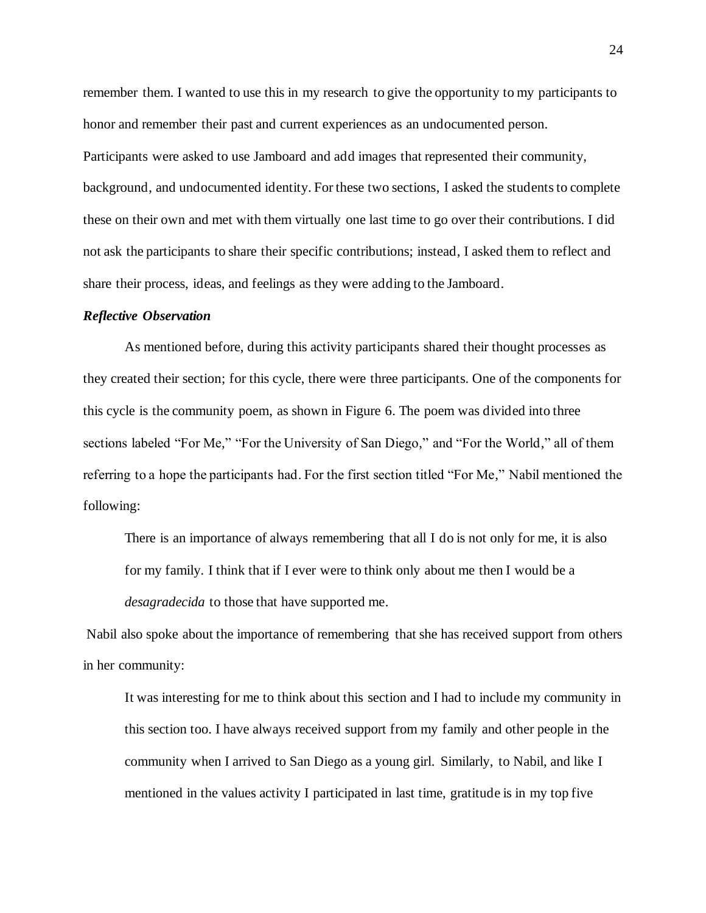remember them. I wanted to use this in my research to give the opportunity to my participants to honor and remember their past and current experiences as an undocumented person. Participants were asked to use Jamboard and add images that represented their community, background, and undocumented identity. For these two sections, I asked the students to complete these on their own and met with them virtually one last time to go over their contributions. I did not ask the participants to share their specific contributions; instead, I asked them to reflect and share their process, ideas, and feelings as they were adding to the Jamboard.

### *Reflective Observation*

As mentioned before, during this activity participants shared their thought processes as they created their section; for this cycle, there were three participants. One of the components for this cycle is the community poem, as shown in Figure 6. The poem was divided into three sections labeled "For Me," "For the University of San Diego," and "For the World," all of them referring to a hope the participants had. For the first section titled "For Me," Nabil mentioned the following:

> There is an importance of always remembering that all I do is not only for me, it is also for my family. I think that if I ever were to think only about me then I would be a *desagradecida* to those that have supported me.

Nabil also spoke about the importance of remembering that she has received support from others in her community:

> It was interesting for me to think about this section and I had to include my community in this section too. I have always received support from my family and other people in the community when I arrived to San Diego as a young girl. Similarly, to Nabil, and like I mentioned in the values activity I participated in last time, gratitude is in my top five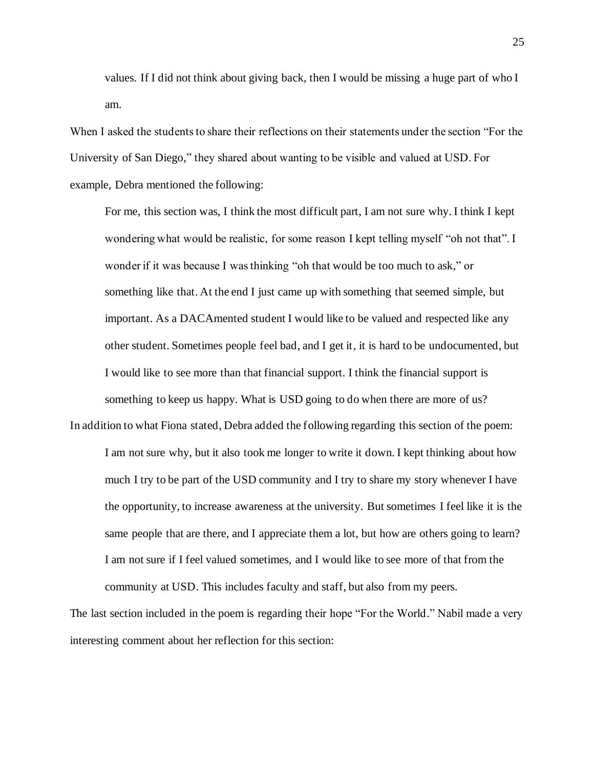values. If I did not think about giving back, then I would be missing a huge part of who I am.

When I asked the students to share their reflections on their statements under the section "For the University of San Diego," they shared about wanting to be visible and valued at USD. For example, Debra mentioned the following:

> For me, this section was, I think the most difficult part, I am not sure why. I think I kept wondering what would be realistic, for some reason I kept telling myself "oh not that". I wonder if it was because I was thinking "oh that would be too much to ask," or something like that. At the end I just came up with something that seemed simple, but important. As a DACAmented student I would like to be valued and respected like any other student. Sometimes people feel bad, and I get it, it is hard to be undocumented, but I would like to see more than that financial support. I think the financial support is something to keep us happy. What is USD going to do when there are more of us?

In addition to what Fiona stated, Debra added the following regarding this section of the poem:

> I am not sure why, but it also took me longer to write it down. I kept thinking about how much I try to be part of the USD community and I try to share my story whenever I have the opportunity, to increase awareness at the university. But sometimes I feel like it is the same people that are there, and I appreciate them a lot, but how are others going to learn? I am not sure if I feel valued sometimes, and I would like to see more of that from the community at USD. This includes faculty and staff, but also from my peers.

The last section included in the poem is regarding their hope "For the World." Nabil made a very interesting comment about her reflection for this section: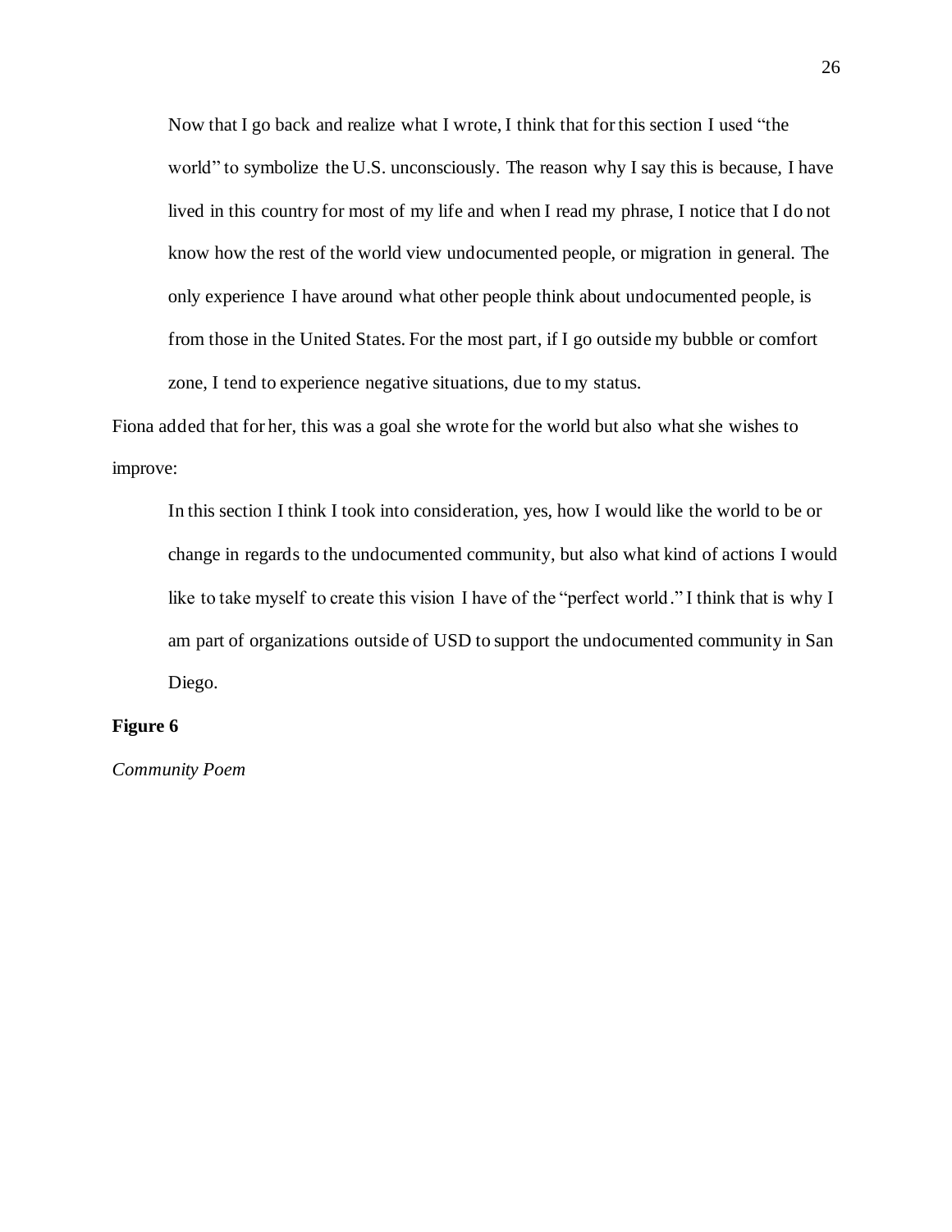> Now that I go back and realize what I wrote, I think that for this section I used "the world" to symbolize the U.S. unconsciously. The reason why I say this is because, I have lived in this country for most of my life and when I read my phrase, I notice that I do not know how the rest of the world view undocumented people, or migration in general. The only experience I have around what other people think about undocumented people, is from those in the United States. For the most part, if I go outside my bubble or comfort zone, I tend to experience negative situations, due to my status.

Fiona added that for her, this was a goal she wrote for the world but also what she wishes to improve:

> In this section I think I took into consideration, yes, how I would like the world to be or change in regards to the undocumented community, but also what kind of actions I would like to take myself to create this vision I have of the "perfect world." I think that is why I am part of organizations outside of USD to support the undocumented community in San Diego.

**Figure 6**

*Community Poem*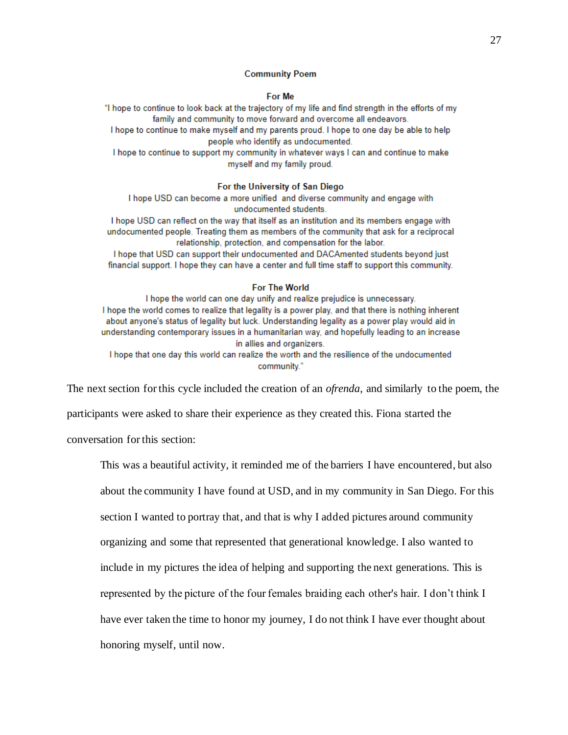**Community Poem**

**For Me**

"I hope to continue to look back at the trajectory of my life and find strength in the efforts of my family and community to move forward and overcome all endeavors.
I hope to continue to make myself and my parents proud. I hope to one day be able to help people who identify as undocumented.
I hope to continue to support my community in whatever ways I can and continue to make myself and my family proud.

**For the University of San Diego**

I hope USD can become a more unified and diverse community and engage with undocumented students.
I hope USD can reflect on the way that itself as an institution and its members engage with undocumented people. Treating them as members of the community that ask for a reciprocal relationship, protection, and compensation for the labor.
I hope that USD can support their undocumented and DACAmented students beyond just financial support. I hope they can have a center and full time staff to support this community.

**For The World**

I hope the world can one day unify and realize prejudice is unnecessary.
I hope the world comes to realize that legality is a power play, and that there is nothing inherent about anyone's status of legality but luck. Understanding legality as a power play would aid in understanding contemporary issues in a humanitarian way, and hopefully leading to an increase in allies and organizers.
I hope that one day this world can realize the worth and the resilience of the undocumented community."

The next section for this cycle included the creation of an *ofrenda*, and similarly to the poem, the participants were asked to share their experience as they created this. Fiona started the conversation for this section:

> This was a beautiful activity, it reminded me of the barriers I have encountered, but also about the community I have found at USD, and in my community in San Diego. For this section I wanted to portray that, and that is why I added pictures around community organizing and some that represented that generational knowledge. I also wanted to include in my pictures the idea of helping and supporting the next generations. This is represented by the picture of the four females braiding each other's hair. I don't think I have ever taken the time to honor my journey, I do not think I have ever thought about honoring myself, until now.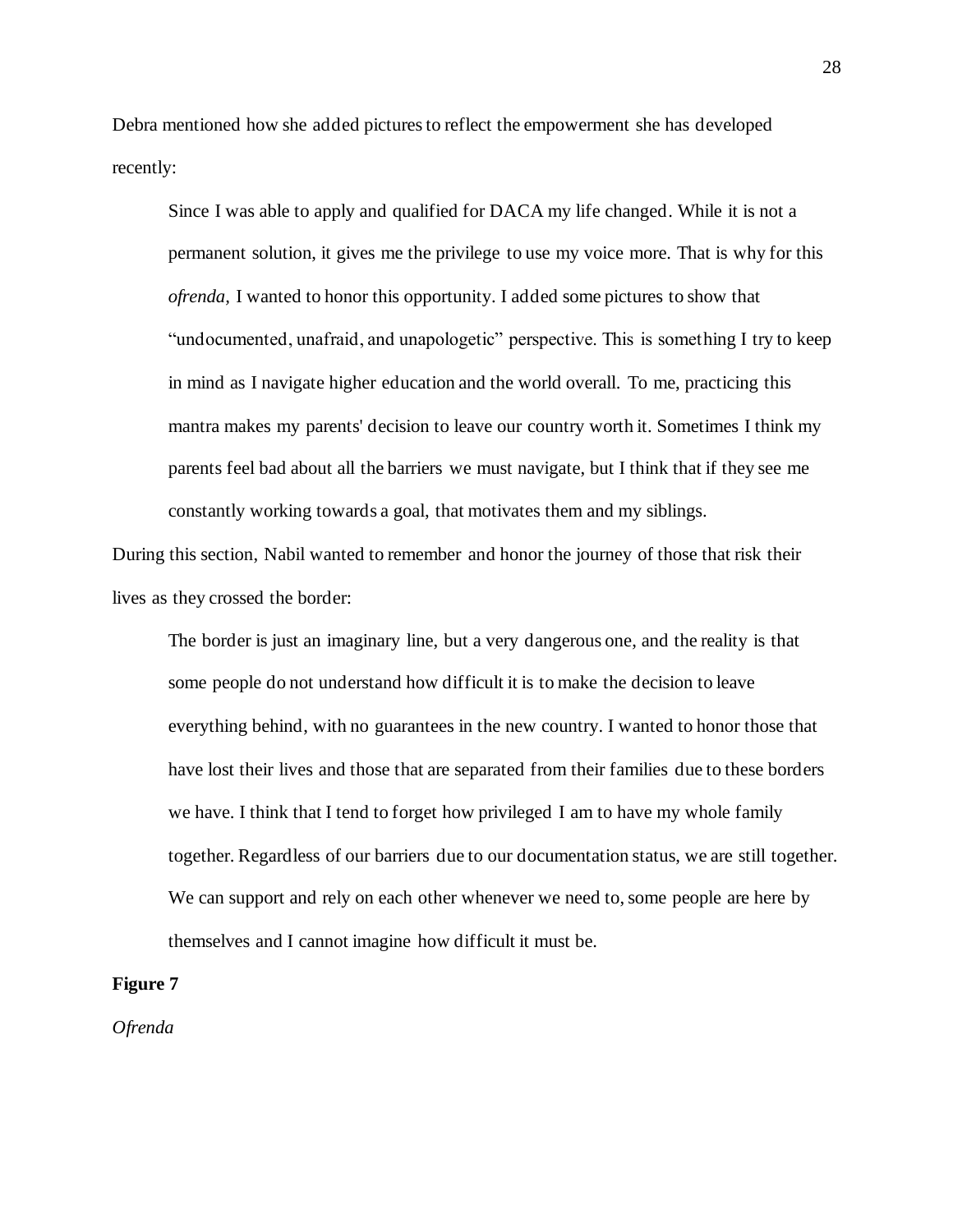Debra mentioned how she added pictures to reflect the empowerment she has developed recently:

> Since I was able to apply and qualified for DACA my life changed. While it is not a permanent solution, it gives me the privilege to use my voice more. That is why for this *ofrenda*, I wanted to honor this opportunity. I added some pictures to show that "undocumented, unafraid, and unapologetic" perspective. This is something I try to keep in mind as I navigate higher education and the world overall. To me, practicing this mantra makes my parents' decision to leave our country worth it. Sometimes I think my parents feel bad about all the barriers we must navigate, but I think that if they see me constantly working towards a goal, that motivates them and my siblings.

During this section, Nabil wanted to remember and honor the journey of those that risk their lives as they crossed the border:

> The border is just an imaginary line, but a very dangerous one, and the reality is that some people do not understand how difficult it is to make the decision to leave everything behind, with no guarantees in the new country. I wanted to honor those that have lost their lives and those that are separated from their families due to these borders we have. I think that I tend to forget how privileged I am to have my whole family together. Regardless of our barriers due to our documentation status, we are still together. We can support and rely on each other whenever we need to, some people are here by themselves and I cannot imagine how difficult it must be.

**Figure 7**

*Ofrenda*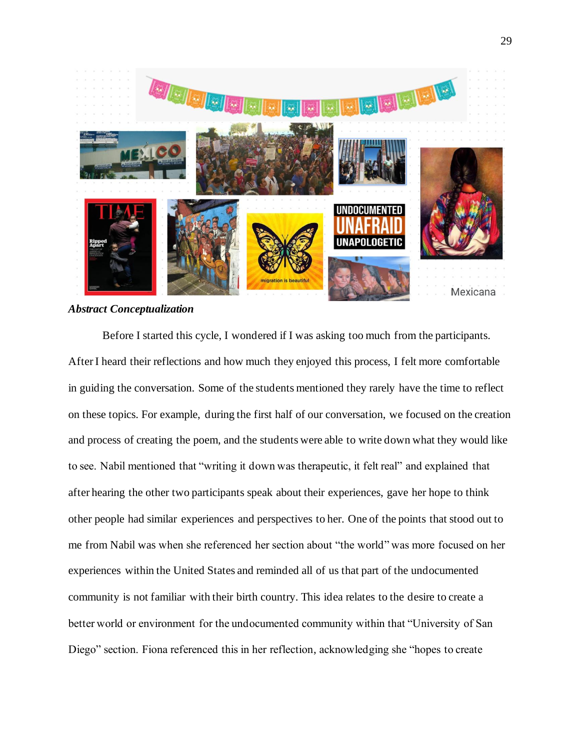***Abstract Conceptualization***

Before I started this cycle, I wondered if I was asking too much from the participants. After I heard their reflections and how much they enjoyed this process, I felt more comfortable in guiding the conversation. Some of the students mentioned they rarely have the time to reflect on these topics. For example, during the first half of our conversation, we focused on the creation and process of creating the poem, and the students were able to write down what they would like to see. Nabil mentioned that "writing it down was therapeutic, it felt real" and explained that after hearing the other two participants speak about their experiences, gave her hope to think other people had similar experiences and perspectives to her. One of the points that stood out to me from Nabil was when she referenced her section about "the world" was more focused on her experiences within the United States and reminded all of us that part of the undocumented community is not familiar with their birth country. This idea relates to the desire to create a better world or environment for the undocumented community within that "University of San Diego" section. Fiona referenced this in her reflection, acknowledging she "hopes to create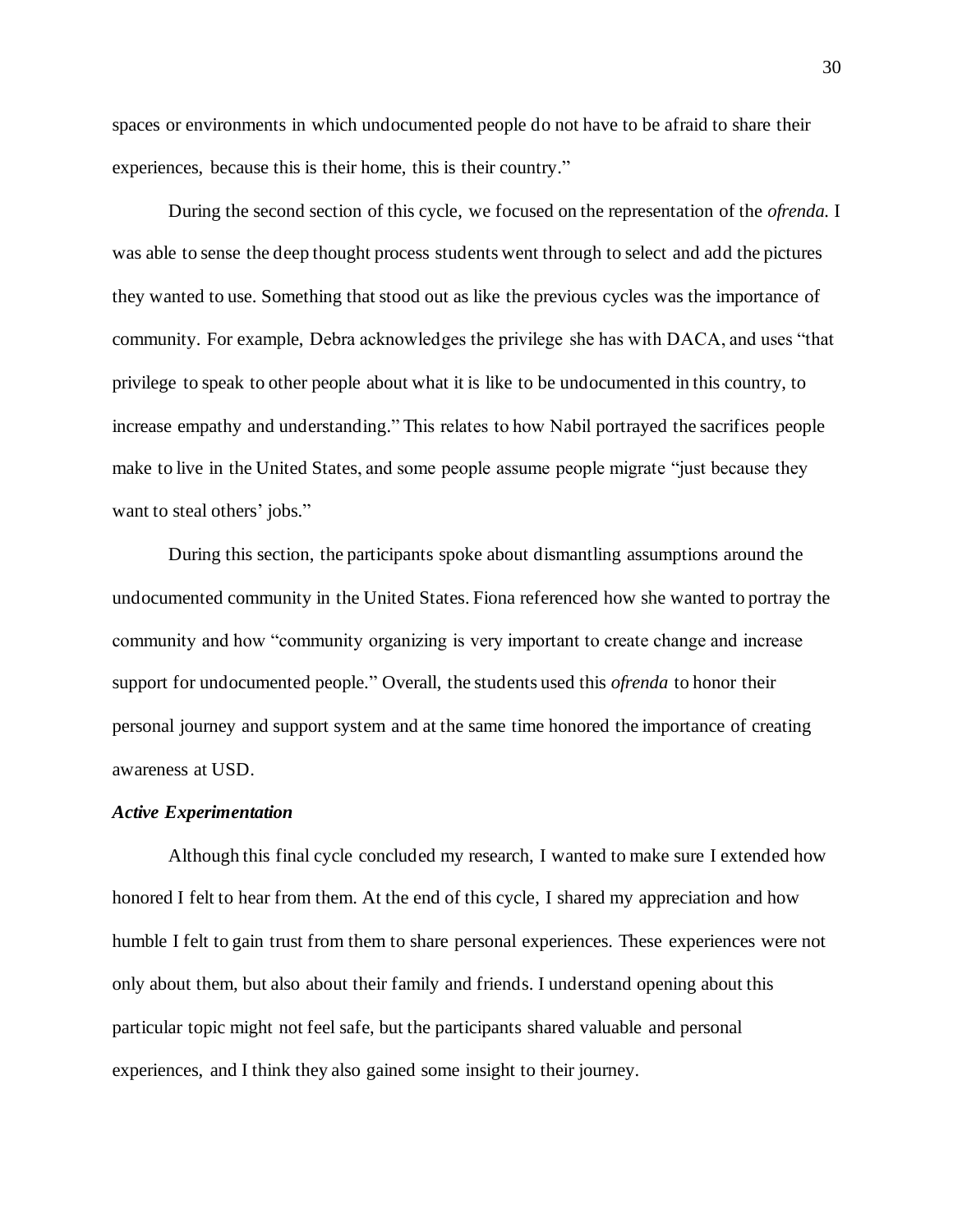spaces or environments in which undocumented people do not have to be afraid to share their experiences, because this is their home, this is their country."

During the second section of this cycle, we focused on the representation of the *ofrenda.* I was able to sense the deep thought process students went through to select and add the pictures they wanted to use. Something that stood out as like the previous cycles was the importance of community. For example, Debra acknowledges the privilege she has with DACA, and uses "that privilege to speak to other people about what it is like to be undocumented in this country, to increase empathy and understanding." This relates to how Nabil portrayed the sacrifices people make to live in the United States, and some people assume people migrate "just because they want to steal others' jobs."

During this section, the participants spoke about dismantling assumptions around the undocumented community in the United States. Fiona referenced how she wanted to portray the community and how "community organizing is very important to create change and increase support for undocumented people." Overall, the students used this *ofrenda* to honor their personal journey and support system and at the same time honored the importance of creating awareness at USD.

### *Active Experimentation*

Although this final cycle concluded my research, I wanted to make sure I extended how honored I felt to hear from them. At the end of this cycle, I shared my appreciation and how humble I felt to gain trust from them to share personal experiences. These experiences were not only about them, but also about their family and friends. I understand opening about this particular topic might not feel safe, but the participants shared valuable and personal experiences, and I think they also gained some insight to their journey.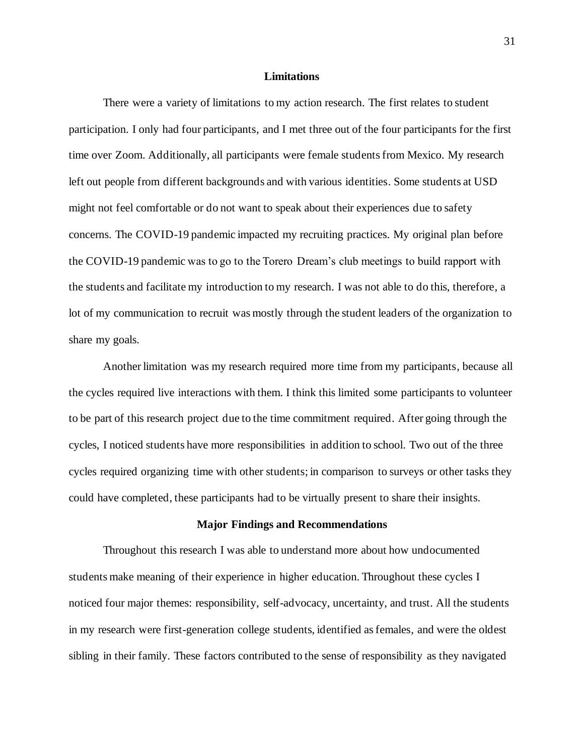## Limitations

There were a variety of limitations to my action research. The first relates to student participation. I only had four participants, and I met three out of the four participants for the first time over Zoom. Additionally, all participants were female students from Mexico. My research left out people from different backgrounds and with various identities. Some students at USD might not feel comfortable or do not want to speak about their experiences due to safety concerns. The COVID-19 pandemic impacted my recruiting practices. My original plan before the COVID-19 pandemic was to go to the Torero Dream's club meetings to build rapport with the students and facilitate my introduction to my research. I was not able to do this, therefore, a lot of my communication to recruit was mostly through the student leaders of the organization to share my goals.

Another limitation was my research required more time from my participants, because all the cycles required live interactions with them. I think this limited some participants to volunteer to be part of this research project due to the time commitment required. After going through the cycles, I noticed students have more responsibilities in addition to school. Two out of the three cycles required organizing time with other students; in comparison to surveys or other tasks they could have completed, these participants had to be virtually present to share their insights.

## Major Findings and Recommendations

Throughout this research I was able to understand more about how undocumented students make meaning of their experience in higher education. Throughout these cycles I noticed four major themes: responsibility, self-advocacy, uncertainty, and trust. All the students in my research were first-generation college students, identified as females, and were the oldest sibling in their family. These factors contributed to the sense of responsibility as they navigated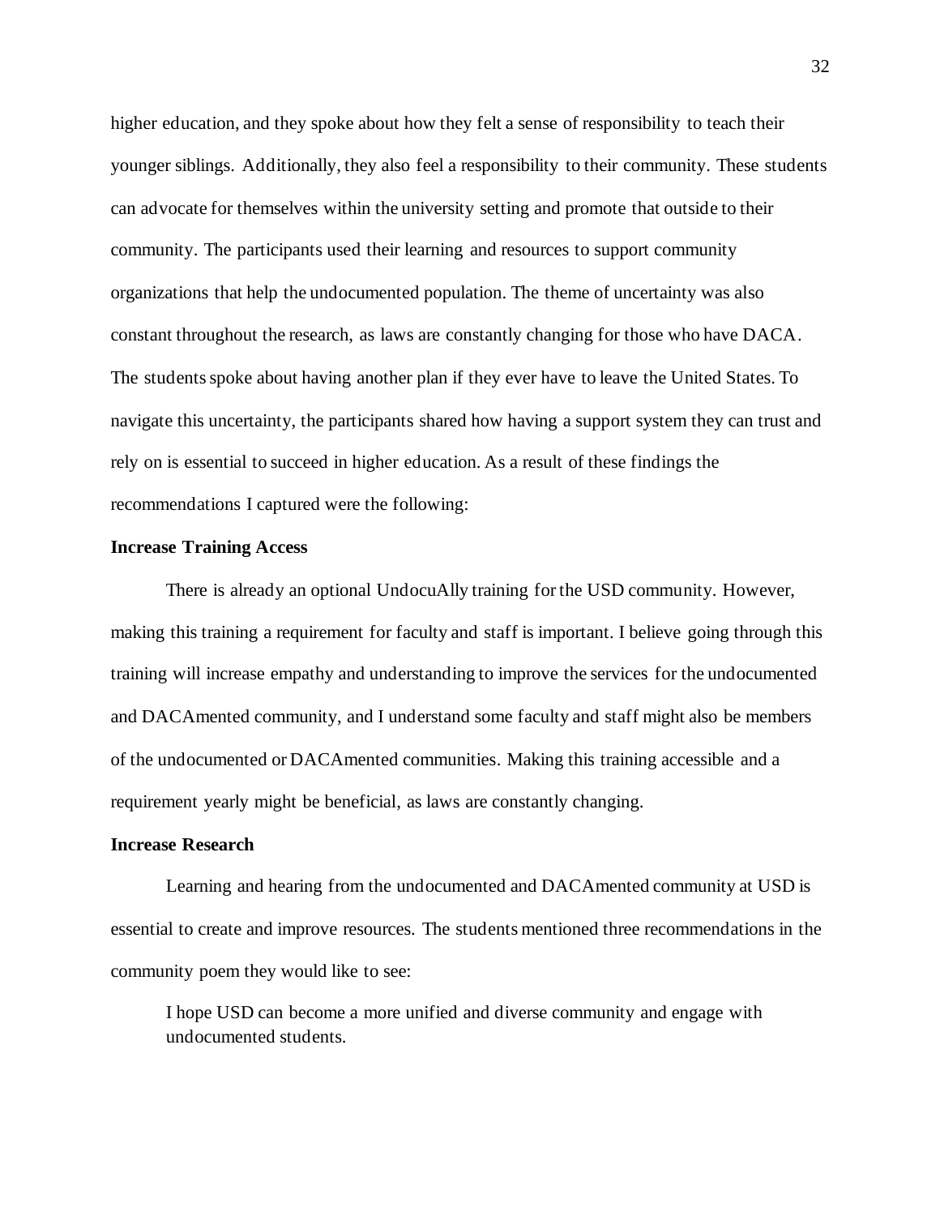higher education, and they spoke about how they felt a sense of responsibility to teach their younger siblings. Additionally, they also feel a responsibility to their community. These students can advocate for themselves within the university setting and promote that outside to their community. The participants used their learning and resources to support community organizations that help the undocumented population. The theme of uncertainty was also constant throughout the research, as laws are constantly changing for those who have DACA. The students spoke about having another plan if they ever have to leave the United States. To navigate this uncertainty, the participants shared how having a support system they can trust and rely on is essential to succeed in higher education. As a result of these findings the recommendations I captured were the following:

**Increase Training Access**

There is already an optional UndocuAlly training for the USD community. However, making this training a requirement for faculty and staff is important. I believe going through this training will increase empathy and understanding to improve the services for the undocumented and DACAmented community, and I understand some faculty and staff might also be members of the undocumented or DACAmented communities. Making this training accessible and a requirement yearly might be beneficial, as laws are constantly changing.

**Increase Research**

Learning and hearing from the undocumented and DACAmented community at USD is essential to create and improve resources. The students mentioned three recommendations in the community poem they would like to see:

> I hope USD can become a more unified and diverse community and engage with undocumented students.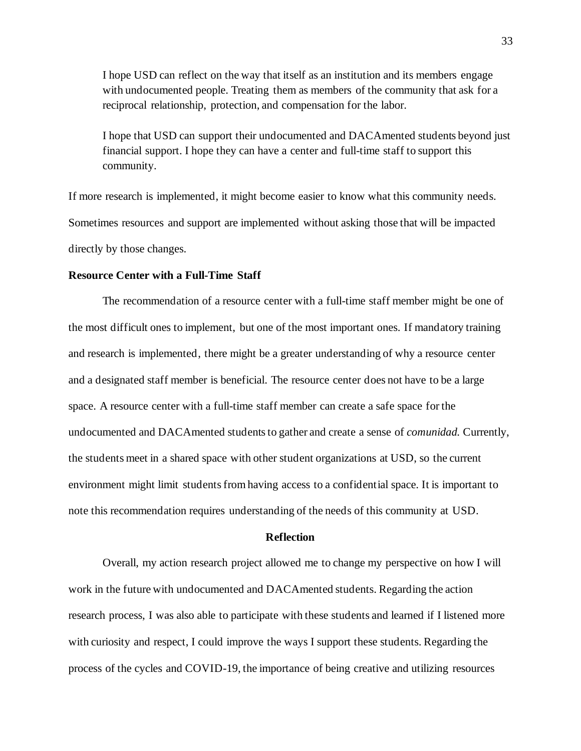> I hope USD can reflect on the way that itself as an institution and its members engage with undocumented people. Treating them as members of the community that ask for a reciprocal relationship, protection, and compensation for the labor.

> I hope that USD can support their undocumented and DACAmented students beyond just financial support. I hope they can have a center and full-time staff to support this community.

If more research is implemented, it might become easier to know what this community needs. Sometimes resources and support are implemented without asking those that will be impacted directly by those changes.

### Resource Center with a Full-Time Staff

The recommendation of a resource center with a full-time staff member might be one of the most difficult ones to implement, but one of the most important ones. If mandatory training and research is implemented, there might be a greater understanding of why a resource center and a designated staff member is beneficial. The resource center does not have to be a large space. A resource center with a full-time staff member can create a safe space for the undocumented and DACAmented students to gather and create a sense of *comunidad.* Currently, the students meet in a shared space with other student organizations at USD, so the current environment might limit students from having access to a confidential space. It is important to note this recommendation requires understanding of the needs of this community at USD.

## Reflection

Overall, my action research project allowed me to change my perspective on how I will work in the future with undocumented and DACAmented students. Regarding the action research process, I was also able to participate with these students and learned if I listened more with curiosity and respect, I could improve the ways I support these students. Regarding the process of the cycles and COVID-19, the importance of being creative and utilizing resources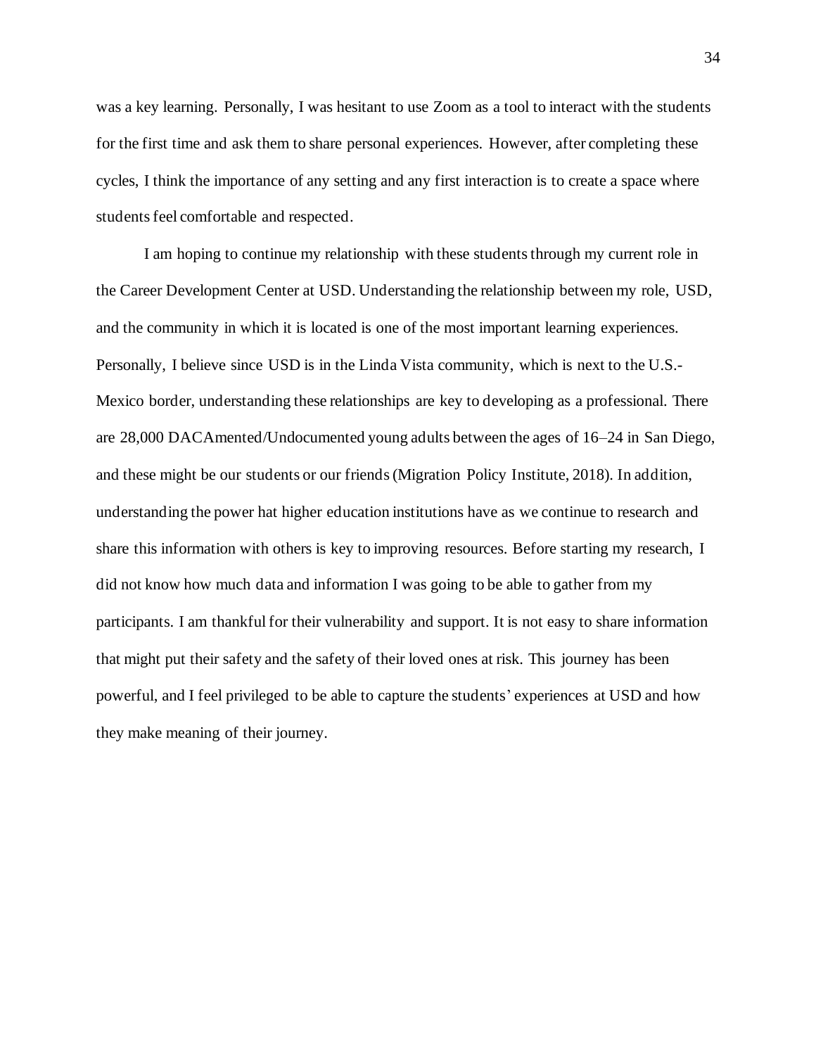was a key learning. Personally, I was hesitant to use Zoom as a tool to interact with the students for the first time and ask them to share personal experiences. However, after completing these cycles, I think the importance of any setting and any first interaction is to create a space where students feel comfortable and respected.

I am hoping to continue my relationship with these students through my current role in the Career Development Center at USD. Understanding the relationship between my role, USD, and the community in which it is located is one of the most important learning experiences. Personally, I believe since USD is in the Linda Vista community, which is next to the U.S.-Mexico border, understanding these relationships are key to developing as a professional. There are 28,000 DACAmented/Undocumented young adults between the ages of 16–24 in San Diego, and these might be our students or our friends (Migration Policy Institute, 2018). In addition, understanding the power hat higher education institutions have as we continue to research and share this information with others is key to improving resources. Before starting my research, I did not know how much data and information I was going to be able to gather from my participants. I am thankful for their vulnerability and support. It is not easy to share information that might put their safety and the safety of their loved ones at risk. This journey has been powerful, and I feel privileged to be able to capture the students' experiences at USD and how they make meaning of their journey.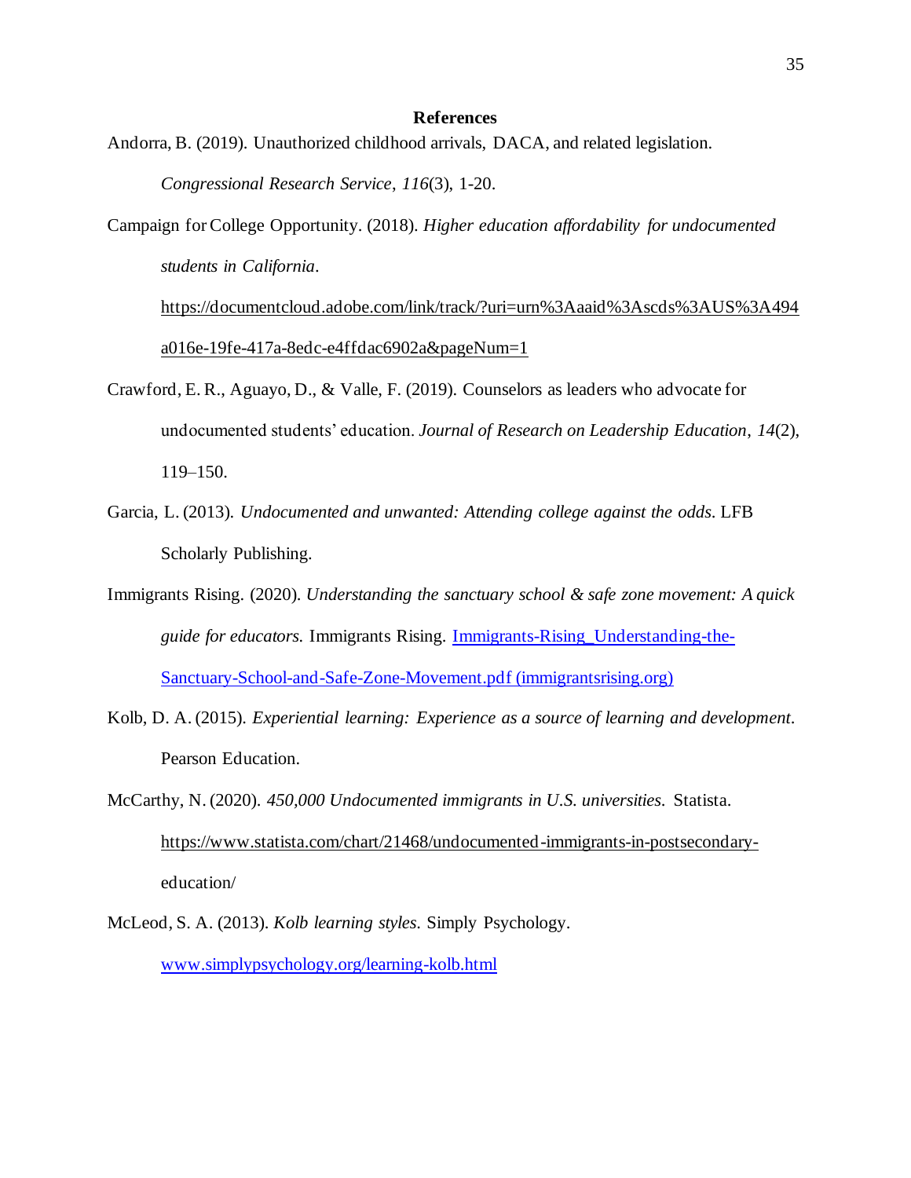# References

Andorra, B. (2019). Unauthorized childhood arrivals, DACA, and related legislation. *Congressional Research Service*, *116*(3), 1-20.

Campaign for College Opportunity. (2018). *Higher education affordability for undocumented students in California*. https://documentcloud.adobe.com/link/track/?uri=urn%3Aaaid%3Ascds%3AUS%3A494a016e-19fe-417a-8edc-e4ffdac6902a&pageNum=1

Crawford, E. R., Aguayo, D., & Valle, F. (2019). Counselors as leaders who advocate for undocumented students' education. *Journal of Research on Leadership Education*, *14*(2), 119–150.

Garcia, L. (2013). *Undocumented and unwanted: Attending college against the odds*. LFB Scholarly Publishing.

Immigrants Rising. (2020). *Understanding the sanctuary school & safe zone movement: A quick guide for educators.* Immigrants Rising. Immigrants-Rising_Understanding-the-Sanctuary-School-and-Safe-Zone-Movement.pdf (immigrantsrising.org)

Kolb, D. A. (2015). *Experiential learning: Experience as a source of learning and development*. Pearson Education.

McCarthy, N. (2020). *450,000 Undocumented immigrants in U.S. universities.* Statista. https://www.statista.com/chart/21468/undocumented-immigrants-in-postsecondary-education/

McLeod, S. A. (2013). *Kolb learning styles.* Simply Psychology. www.simplypsychology.org/learning-kolb.html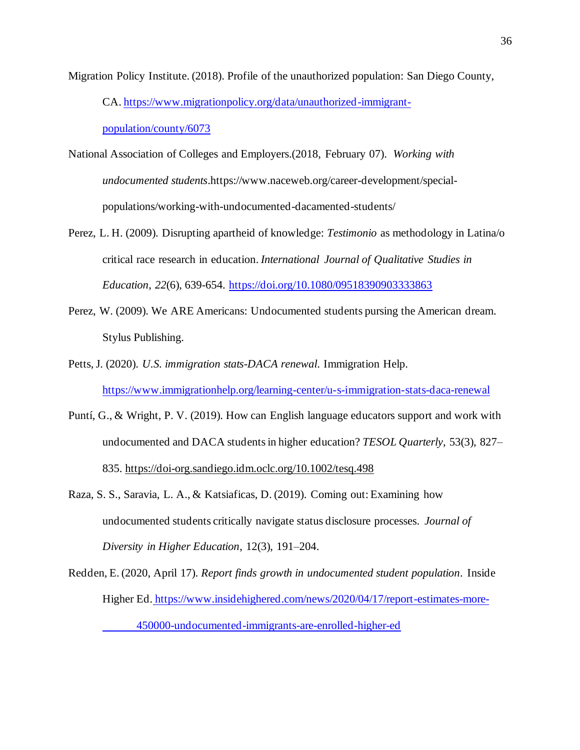Migration Policy Institute. (2018). Profile of the unauthorized population: San Diego County, CA. https://www.migrationpolicy.org/data/unauthorized-immigrant-population/county/6073

National Association of Colleges and Employers.(2018, February 07). *Working with undocumented students*.https://www.naceweb.org/career-development/special-populations/working-with-undocumented-dacamented-students/

Perez, L. H. (2009). Disrupting apartheid of knowledge: *Testimonio* as methodology in Latina/o critical race research in education. *International Journal of Qualitative Studies in Education*, *22*(6), 639-654. https://doi.org/10.1080/09518390903333863

Perez, W. (2009). We ARE Americans: Undocumented students pursing the American dream. Stylus Publishing.

Petts, J. (2020). *U.S. immigration stats-DACA renewal.* Immigration Help. https://www.immigrationhelp.org/learning-center/u-s-immigration-stats-daca-renewal

Puntí, G., & Wright, P. V. (2019). How can English language educators support and work with undocumented and DACA students in higher education? *TESOL Quarterly*, 53(3), 827–835. https://doi-org.sandiego.idm.oclc.org/10.1002/tesq.498

Raza, S. S., Saravia, L. A., & Katsiaficas, D. (2019). Coming out: Examining how undocumented students critically navigate status disclosure processes. *Journal of Diversity in Higher Education*, 12(3), 191–204.

Redden, E. (2020, April 17). *Report finds growth in undocumented student population*. Inside Higher Ed. https://www.insidehighered.com/news/2020/04/17/report-estimates-more-450000-undocumented-immigrants-are-enrolled-higher-ed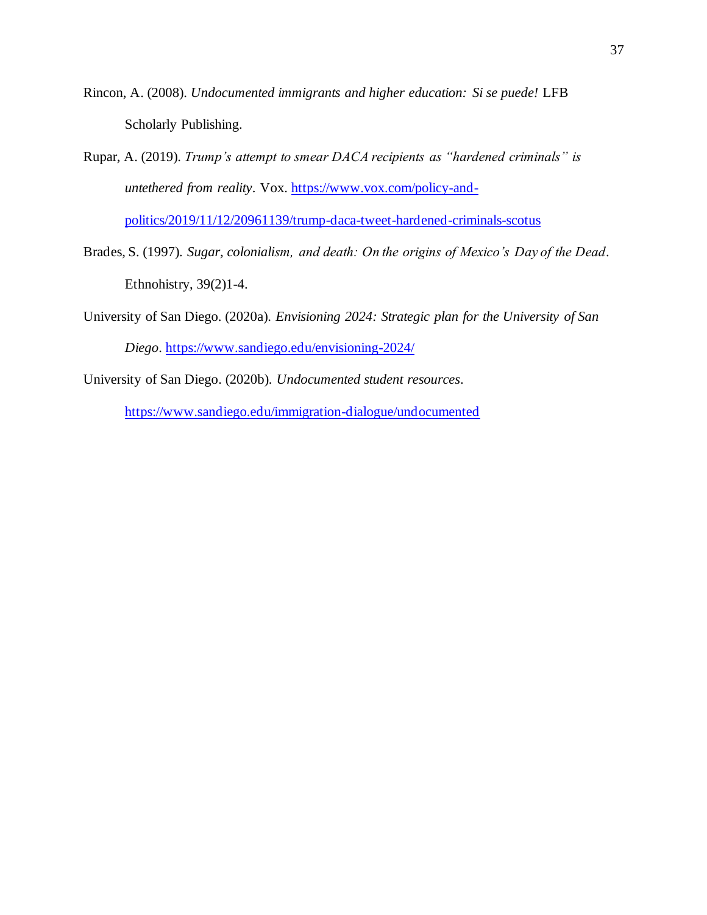Rincon, A. (2008). *Undocumented immigrants and higher education: Si se puede!* LFB Scholarly Publishing.

Rupar, A. (2019). *Trump's attempt to smear DACA recipients as "hardened criminals" is untethered from reality*. Vox. https://www.vox.com/policy-and-politics/2019/11/12/20961139/trump-daca-tweet-hardened-criminals-scotus

Brades, S. (1997). *Sugar, colonialism, and death: On the origins of Mexico's Day of the Dead*. Ethnohistry, 39(2)1-4.

University of San Diego. (2020a). *Envisioning 2024: Strategic plan for the University of San Diego*. https://www.sandiego.edu/envisioning-2024/

University of San Diego. (2020b). *Undocumented student resources*. https://www.sandiego.edu/immigration-dialogue/undocumented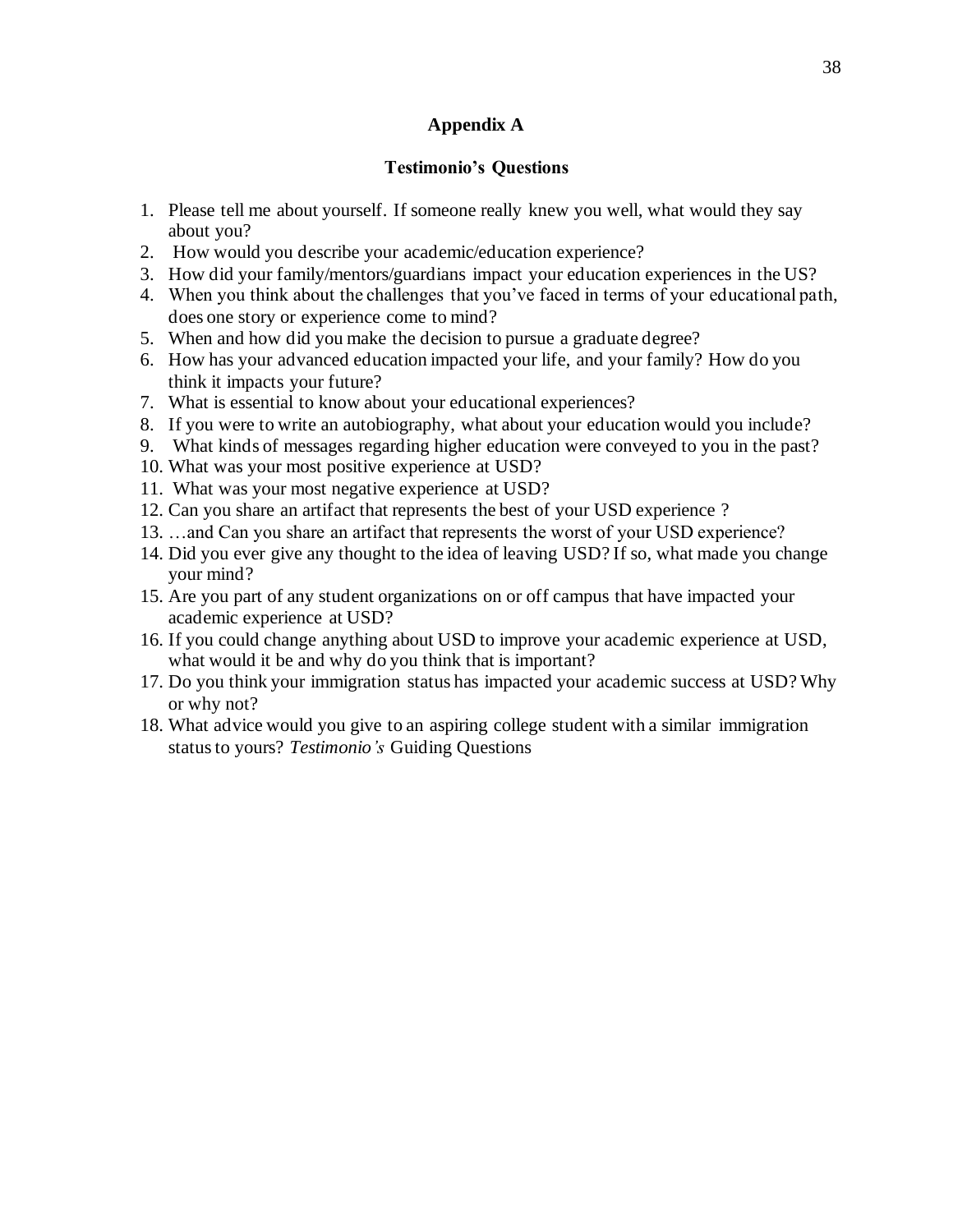## Appendix A

### Testimonio's Questions

1. Please tell me about yourself. If someone really knew you well, what would they say about you?
2. How would you describe your academic/education experience?
3. How did your family/mentors/guardians impact your education experiences in the US?
4. When you think about the challenges that you've faced in terms of your educational path, does one story or experience come to mind?
5. When and how did you make the decision to pursue a graduate degree?
6. How has your advanced education impacted your life, and your family? How do you think it impacts your future?
7. What is essential to know about your educational experiences?
8. If you were to write an autobiography, what about your education would you include?
9. What kinds of messages regarding higher education were conveyed to you in the past?
10. What was your most positive experience at USD?
11. What was your most negative experience at USD?
12. Can you share an artifact that represents the best of your USD experience ?
13. …and Can you share an artifact that represents the worst of your USD experience?
14. Did you ever give any thought to the idea of leaving USD? If so, what made you change your mind?
15. Are you part of any student organizations on or off campus that have impacted your academic experience at USD?
16. If you could change anything about USD to improve your academic experience at USD, what would it be and why do you think that is important?
17. Do you think your immigration status has impacted your academic success at USD? Why or why not?
18. What advice would you give to an aspiring college student with a similar immigration status to yours? *Testimonio's* Guiding Questions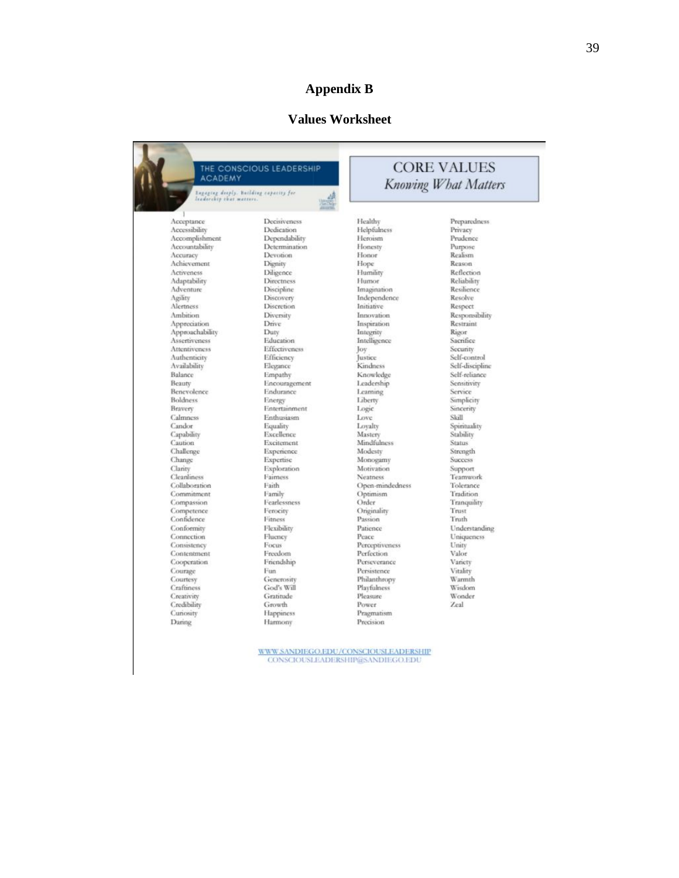# Appendix B

## Values Worksheet

THE CONSCIOUS LEADERSHIP ACADEMY

*Engaging deeply. Building capacity for leadership that matters.*

**CORE VALUES**

*Knowing What Matters*

Acceptance
Accessibility
Accomplishment
Accountability
Accuracy
Achievement
Activeness
Adaptability
Adventure
Agility
Alertness
Ambition
Appreciation
Approachability
Assertiveness
Attentiveness
Authenticity
Availability
Balance
Beauty
Benevolence
Boldness
Bravery
Calmness
Candor
Capability
Caution
Challenge
Change
Clarity
Cleanliness
Collaboration
Commitment
Compassion
Competence
Confidence
Conformity
Connection
Consistency
Contentment
Cooperation
Courage
Courtesy
Craftiness
Creativity
Credibility
Curiosity
Daring

Decisiveness
Dedication
Dependability
Determination
Devotion
Dignity
Diligence
Directness
Discipline
Discovery
Discretion
Diversity
Drive
Duty
Education
Effectiveness
Efficiency
Elegance
Empathy
Encouragement
Endurance
Energy
Entertainment
Enthusiasm
Equality
Excellence
Excitement
Experience
Expertise
Exploration
Fairness
Faith
Family
Fearlessness
Ferocity
Fitness
Flexibility
Fluency
Focus
Freedom
Friendship
Fun
Generosity
God's Will
Gratitude
Growth
Happiness
Harmony

Healthy
Helpfulness
Heroism
Honesty
Honor
Hope
Humility
Humor
Imagination
Independence
Initiative
Innovation
Inspiration
Integrity
Intelligence
Joy
Justice
Kindness
Knowledge
Leadership
Learning
Liberty
Logic
Love
Loyalty
Mastery
Mindfulness
Modesty
Monogamy
Motivation
Neatness
Open-mindedness
Optimism
Order
Originality
Passion
Patience
Peace
Perceptiveness
Perfection
Perseverance
Persistence
Philanthropy
Playfulness
Pleasure
Power
Pragmatism
Precision

Preparedness
Privacy
Prudence
Purpose
Realism
Reason
Reflection
Reliability
Resilience
Resolve
Respect
Responsibility
Restraint
Rigor
Sacrifice
Security
Self-control
Self-discipline
Self-reliance
Sensitivity
Service
Simplicity
Sincerity
Skill
Spirituality
Stability
Status
Strength
Success
Support
Teamwork
Tolerance
Tradition
Tranquility
Trust
Truth
Understanding
Uniqueness
Unity
Valor
Variety
Vitality
Warmth
Wisdom
Wonder
Zeal

WWW.SANDIEGO.EDU/CONSCIOUSLEADERSHIP
CONSCIOUSLEADERSHIP@SANDIEGO.EDU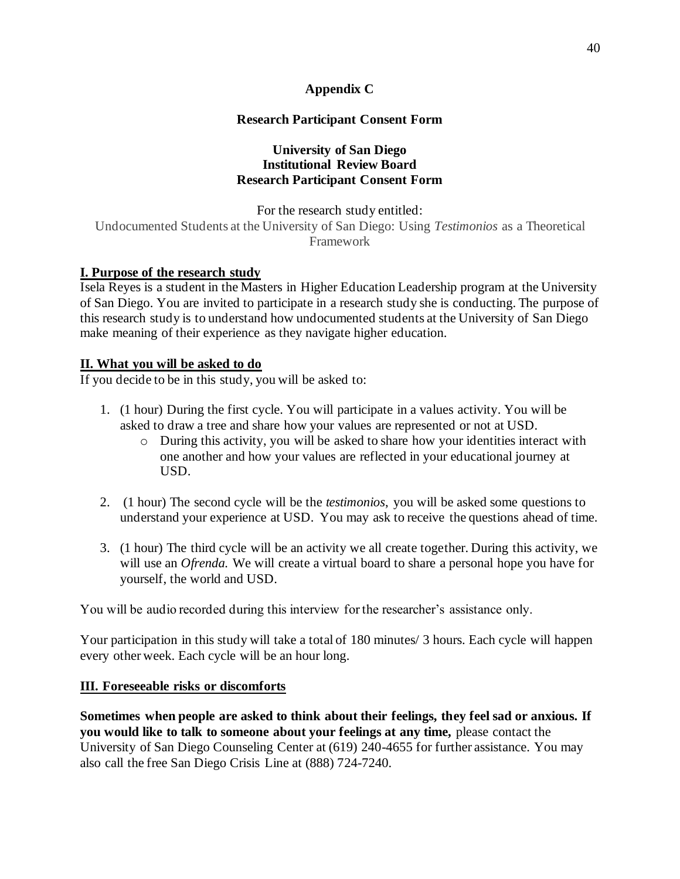## Appendix C

### Research Participant Consent Form

**University of San Diego**
**Institutional Review Board**
**Research Participant Consent Form**

For the research study entitled:
Undocumented Students at the University of San Diego: Using *Testimonios* as a Theoretical Framework

**I. Purpose of the research study**

Isela Reyes is a student in the Masters in Higher Education Leadership program at the University of San Diego. You are invited to participate in a research study she is conducting. The purpose of this research study is to understand how undocumented students at the University of San Diego make meaning of their experience as they navigate higher education.

**II. What you will be asked to do**

If you decide to be in this study, you will be asked to:

1. (1 hour) During the first cycle. You will participate in a values activity. You will be asked to draw a tree and share how your values are represented or not at USD.
   - During this activity, you will be asked to share how your identities interact with one another and how your values are reflected in your educational journey at USD.
2. (1 hour) The second cycle will be the *testimonios*, you will be asked some questions to understand your experience at USD. You may ask to receive the questions ahead of time.
3. (1 hour) The third cycle will be an activity we all create together. During this activity, we will use an *Ofrenda.* We will create a virtual board to share a personal hope you have for yourself, the world and USD.

You will be audio recorded during this interview for the researcher's assistance only.

Your participation in this study will take a total of 180 minutes/ 3 hours. Each cycle will happen every other week. Each cycle will be an hour long.

**III. Foreseeable risks or discomforts**

**Sometimes when people are asked to think about their feelings, they feel sad or anxious. If you would like to talk to someone about your feelings at any time,** please contact the University of San Diego Counseling Center at (619) 240-4655 for further assistance. You may also call the free San Diego Crisis Line at (888) 724-7240.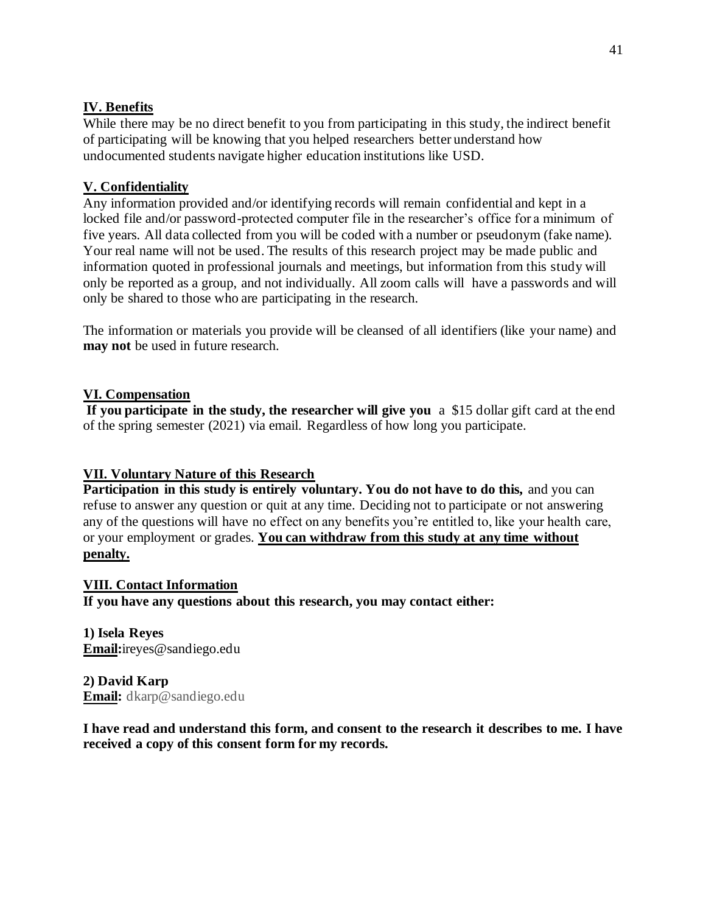**IV. Benefits**

While there may be no direct benefit to you from participating in this study, the indirect benefit of participating will be knowing that you helped researchers better understand how undocumented students navigate higher education institutions like USD.

**V. Confidentiality**

Any information provided and/or identifying records will remain confidential and kept in a locked file and/or password-protected computer file in the researcher's office for a minimum of five years. All data collected from you will be coded with a number or pseudonym (fake name). Your real name will not be used. The results of this research project may be made public and information quoted in professional journals and meetings, but information from this study will only be reported as a group, and not individually. All zoom calls will have a passwords and will only be shared to those who are participating in the research.

The information or materials you provide will be cleansed of all identifiers (like your name) and **may not** be used in future research.

**VI. Compensation**

**If you participate in the study, the researcher will give you** a $15 dollar gift card at the end of the spring semester (2021) via email. Regardless of how long you participate.

**VII. Voluntary Nature of this Research**

**Participation in this study is entirely voluntary. You do not have to do this,** and you can refuse to answer any question or quit at any time. Deciding not to participate or not answering any of the questions will have no effect on any benefits you're entitled to, like your health care, or your employment or grades. **You can withdraw from this study at any time without penalty.**

**VIII. Contact Information**

**If you have any questions about this research, you may contact either:**

**1) Isela Reyes**
**Email:** ireyes@sandiego.edu

**2) David Karp**
**Email:** dkarp@sandiego.edu

**I have read and understand this form, and consent to the research it describes to me. I have received a copy of this consent form for my records.**